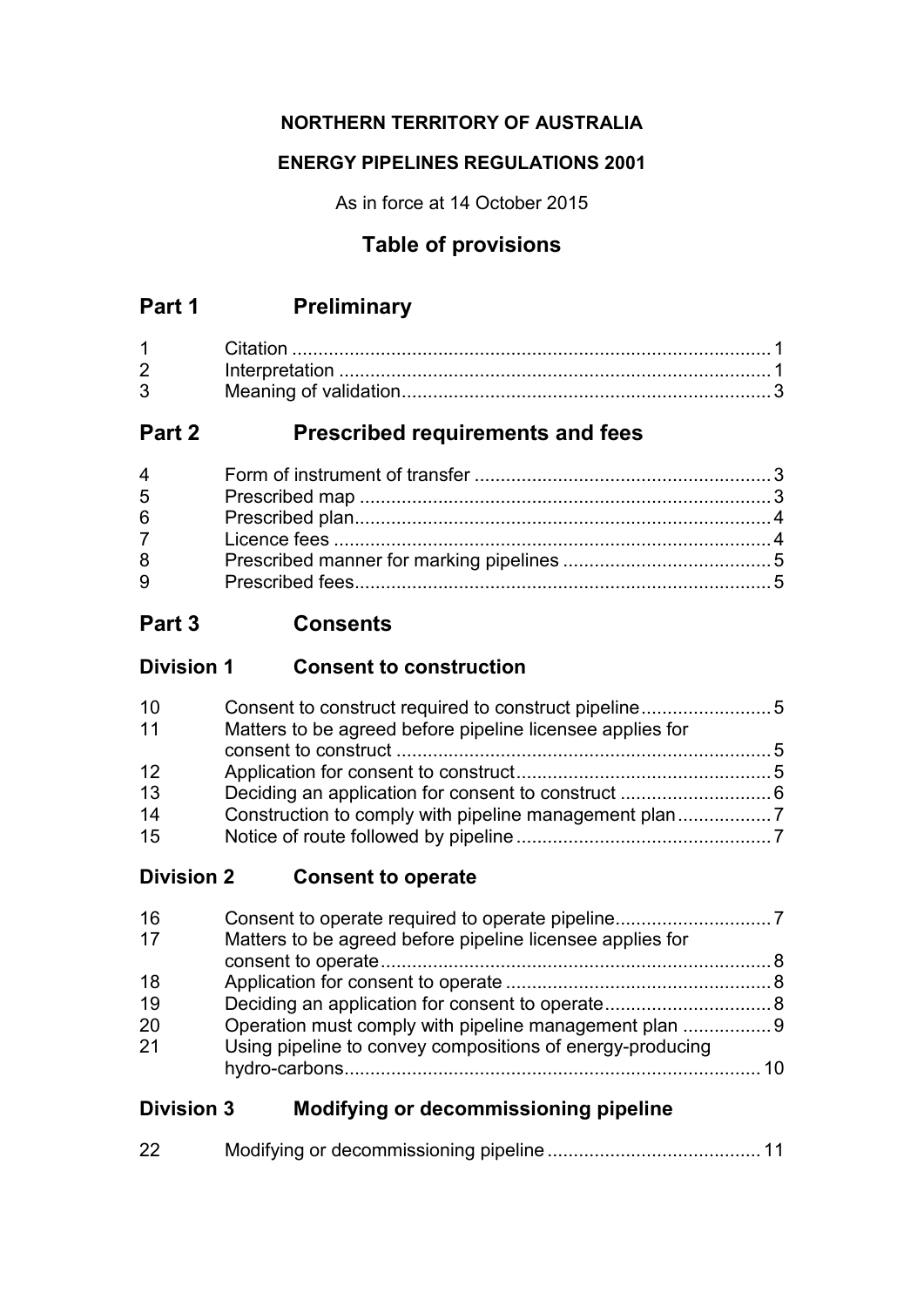**NORTHERN TERRITORY OF AUSTRALIA**

**ENERGY PIPELINES REGULATIONS 2001**

As in force at 14 October 2015

## Table of provisions

## Part 1 Preliminary

| | | |
|---|---|---|
| 1 | Citation | 1 |
| 2 | Interpretation | 1 |
| 3 | Meaning of validation | 3 |

## Part 2 Prescribed requirements and fees

| | | |
|---|---|---|
| 4 | Form of instrument of transfer | 3 |
| 5 | Prescribed map | 3 |
| 6 | Prescribed plan | 4 |
| 7 | Licence fees | 4 |
| 8 | Prescribed manner for marking pipelines | 5 |
| 9 | Prescribed fees | 5 |

## Part 3 Consents

### Division 1 Consent to construction

| | | |
|---|---|---|
| 10 | Consent to construct required to construct pipeline | 5 |
| 11 | Matters to be agreed before pipeline licensee applies for consent to construct | 5 |
| 12 | Application for consent to construct | 5 |
| 13 | Deciding an application for consent to construct | 6 |
| 14 | Construction to comply with pipeline management plan | 7 |
| 15 | Notice of route followed by pipeline | 7 |

### Division 2 Consent to operate

| | | |
|---|---|---|
| 16 | Consent to operate required to operate pipeline | 7 |
| 17 | Matters to be agreed before pipeline licensee applies for consent to operate | 8 |
| 18 | Application for consent to operate | 8 |
| 19 | Deciding an application for consent to operate | 8 |
| 20 | Operation must comply with pipeline management plan | 9 |
| 21 | Using pipeline to convey compositions of energy-producing hydro-carbons | 10 |

### Division 3 Modifying or decommissioning pipeline

| | | |
|---|---|---|
| 22 | Modifying or decommissioning pipeline | 11 |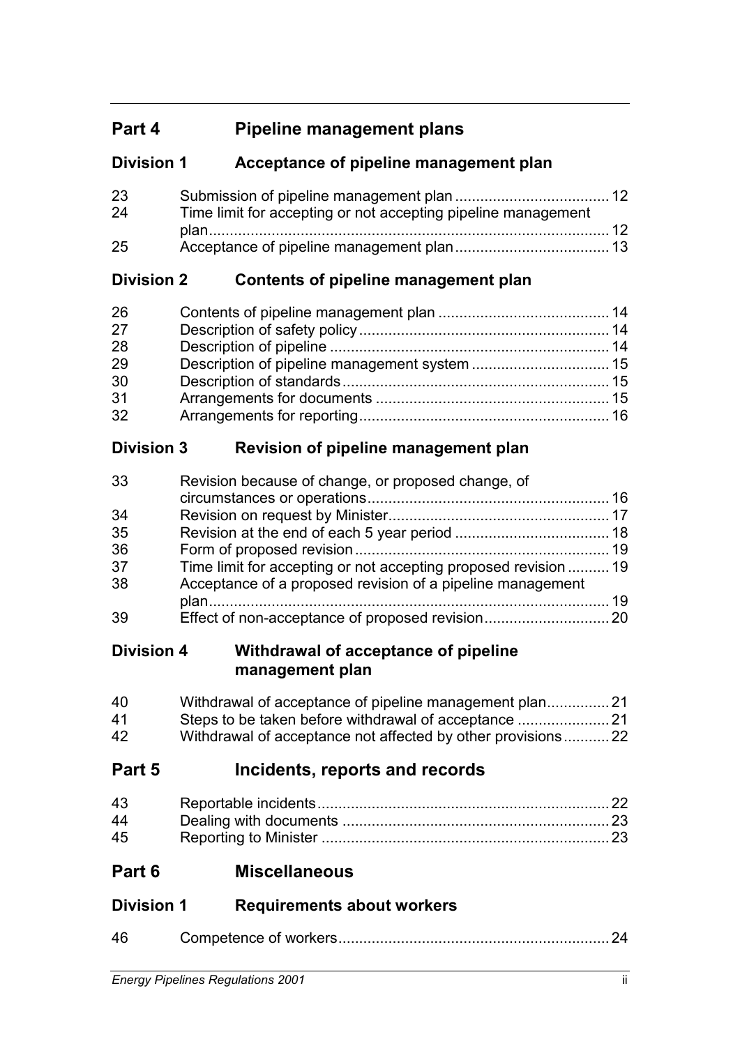## Part 4 Pipeline management plans

### Division 1 Acceptance of pipeline management plan

| | | |
|---|---|---|
| 23 | Submission of pipeline management plan | 12 |
| 24 | Time limit for accepting or not accepting pipeline management plan | 12 |
| 25 | Acceptance of pipeline management plan | 13 |

### Division 2 Contents of pipeline management plan

| | | |
|---|---|---|
| 26 | Contents of pipeline management plan | 14 |
| 27 | Description of safety policy | 14 |
| 28 | Description of pipeline | 14 |
| 29 | Description of pipeline management system | 15 |
| 30 | Description of standards | 15 |
| 31 | Arrangements for documents | 15 |
| 32 | Arrangements for reporting | 16 |

### Division 3 Revision of pipeline management plan

| | | |
|---|---|---|
| 33 | Revision because of change, or proposed change, of circumstances or operations | 16 |
| 34 | Revision on request by Minister | 17 |
| 35 | Revision at the end of each 5 year period | 18 |
| 36 | Form of proposed revision | 19 |
| 37 | Time limit for accepting or not accepting proposed revision | 19 |
| 38 | Acceptance of a proposed revision of a pipeline management plan | 19 |
| 39 | Effect of non-acceptance of proposed revision | 20 |

### Division 4 Withdrawal of acceptance of pipeline management plan

| | | |
|---|---|---|
| 40 | Withdrawal of acceptance of pipeline management plan | 21 |
| 41 | Steps to be taken before withdrawal of acceptance | 21 |
| 42 | Withdrawal of acceptance not affected by other provisions | 22 |

## Part 5 Incidents, reports and records

| | | |
|---|---|---|
| 43 | Reportable incidents | 22 |
| 44 | Dealing with documents | 23 |
| 45 | Reporting to Minister | 23 |

## Part 6 Miscellaneous

### Division 1 Requirements about workers

| | | |
|---|---|---|
| 46 | Competence of workers | 24 |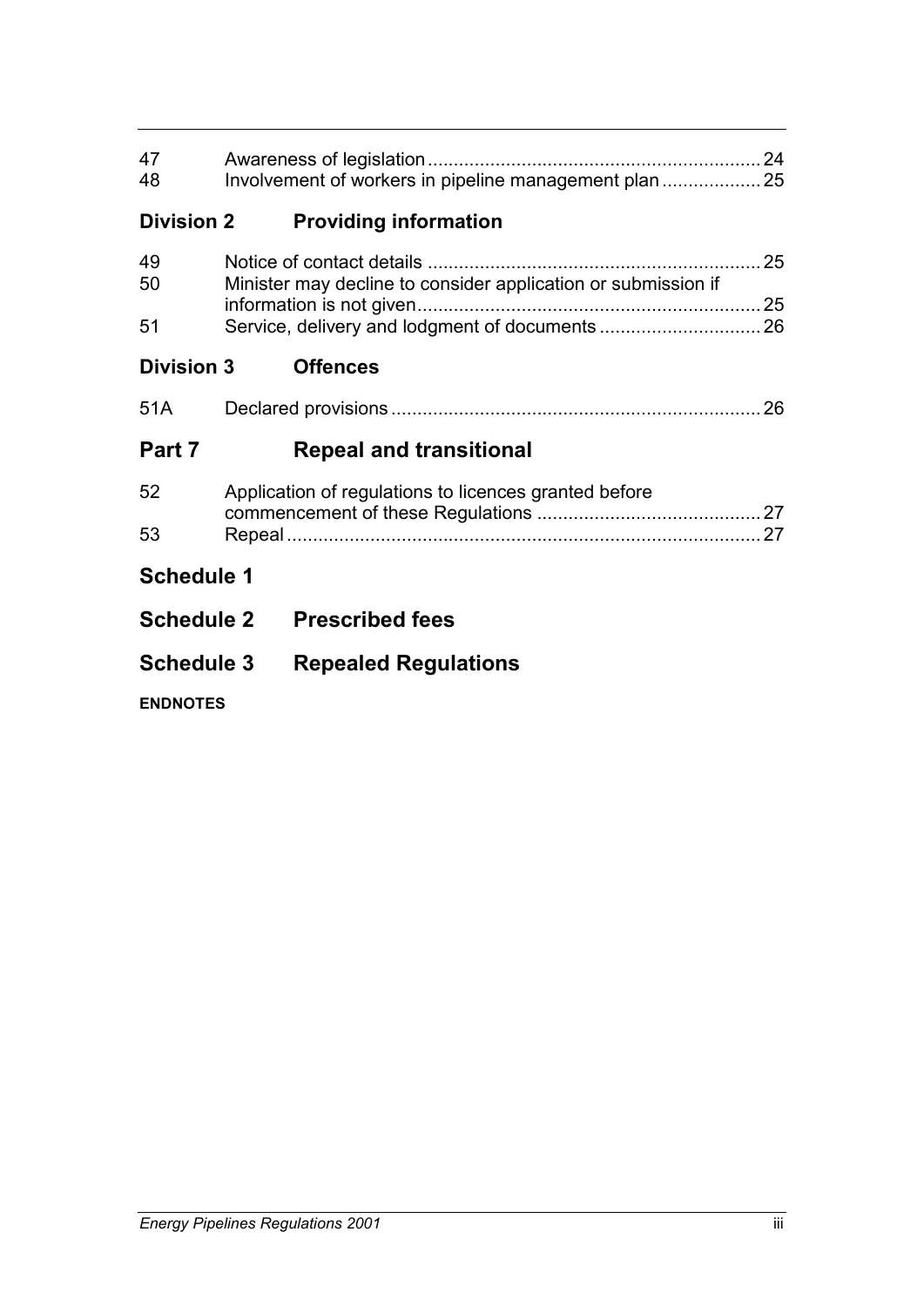| | | |
|---|---|---|
| 47 | Awareness of legislation | 24 |
| 48 | Involvement of workers in pipeline management plan | 25 |

## Division 2 Providing information

| | | |
|---|---|---|
| 49 | Notice of contact details | 25 |
| 50 | Minister may decline to consider application or submission if information is not given | 25 |
| 51 | Service, delivery and lodgment of documents | 26 |

## Division 3 Offences

| | | |
|---|---|---|
| 51A | Declared provisions | 26 |

# Part 7 Repeal and transitional

| | | |
|---|---|---|
| 52 | Application of regulations to licences granted before commencement of these Regulations | 27 |
| 53 | Repeal | 27 |

# Schedule 1

# Schedule 2 Prescribed fees

# Schedule 3 Repealed Regulations

**ENDNOTES**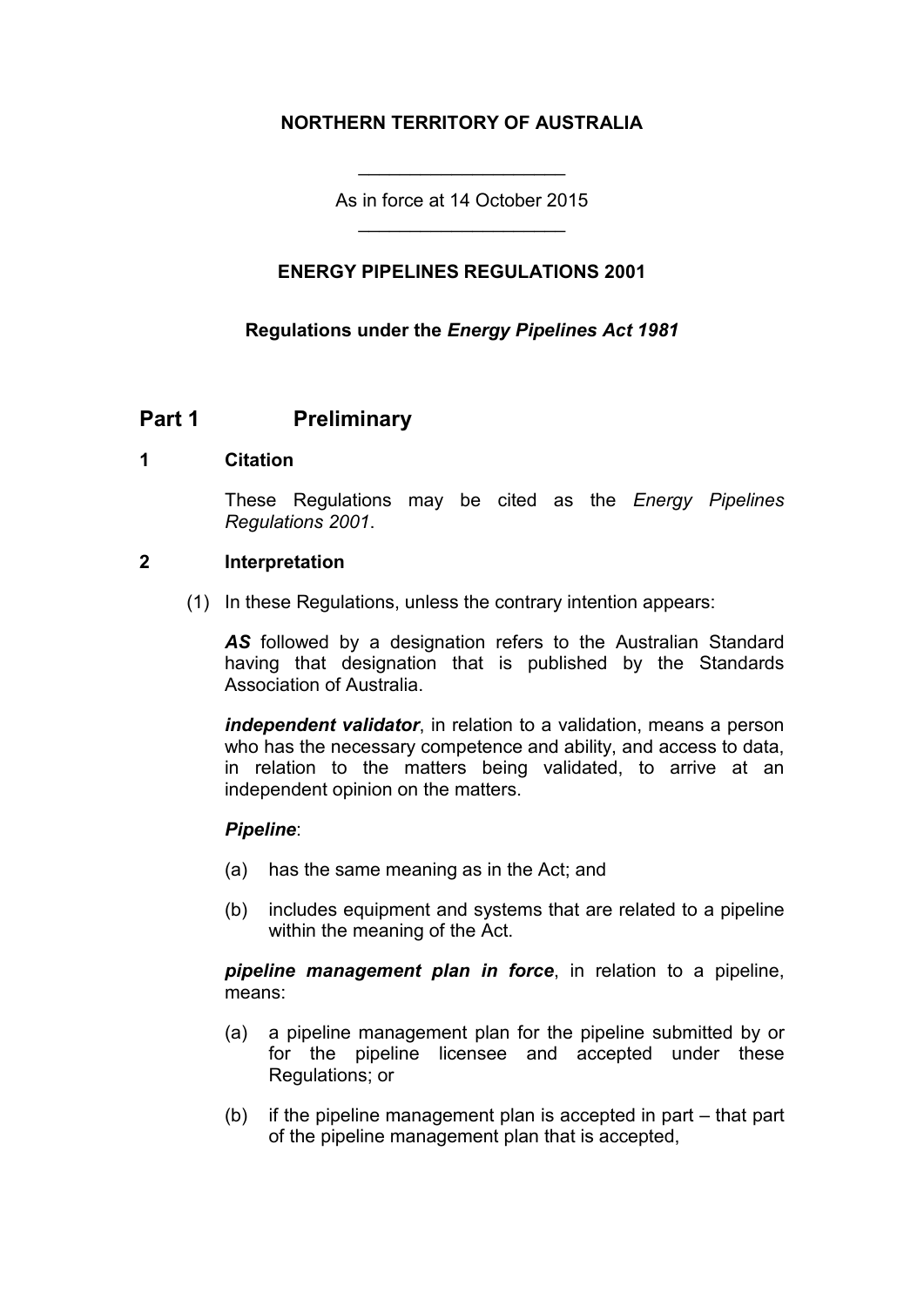**NORTHERN TERRITORY OF AUSTRALIA**

As in force at 14 October 2015

**ENERGY PIPELINES REGULATIONS 2001**

**Regulations under the *Energy Pipelines Act 1981***

## Part 1 Preliminary

### 1 Citation

These Regulations may be cited as the *Energy Pipelines Regulations 2001*.

### 2 Interpretation

(1) In these Regulations, unless the contrary intention appears:

***AS*** followed by a designation refers to the Australian Standard having that designation that is published by the Standards Association of Australia.

***independent validator***, in relation to a validation, means a person who has the necessary competence and ability, and access to data, in relation to the matters being validated, to arrive at an independent opinion on the matters.

***Pipeline***:

(a) has the same meaning as in the Act; and

(b) includes equipment and systems that are related to a pipeline within the meaning of the Act.

***pipeline management plan in force***, in relation to a pipeline, means:

(a) a pipeline management plan for the pipeline submitted by or for the pipeline licensee and accepted under these Regulations; or

(b) if the pipeline management plan is accepted in part – that part of the pipeline management plan that is accepted,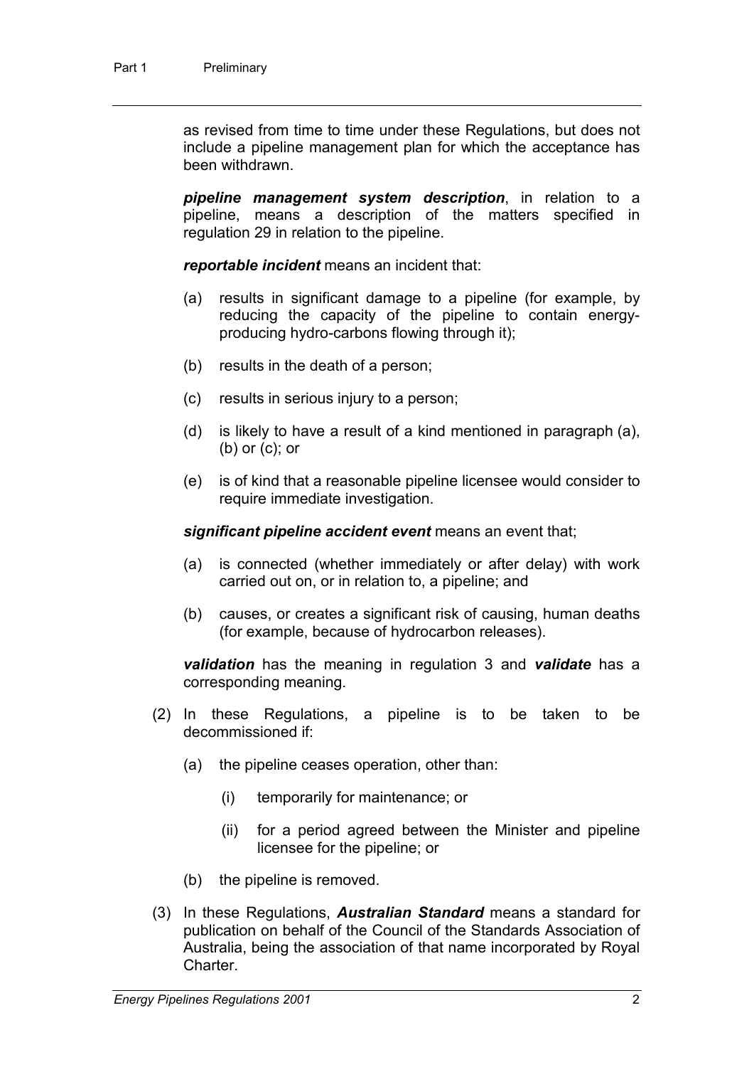as revised from time to time under these Regulations, but does not include a pipeline management plan for which the acceptance has been withdrawn.

***pipeline management system description***, in relation to a pipeline, means a description of the matters specified in regulation 29 in relation to the pipeline.

***reportable incident*** means an incident that:

(a) results in significant damage to a pipeline (for example, by reducing the capacity of the pipeline to contain energy-producing hydro-carbons flowing through it);

(b) results in the death of a person;

(c) results in serious injury to a person;

(d) is likely to have a result of a kind mentioned in paragraph (a), (b) or (c); or

(e) is of kind that a reasonable pipeline licensee would consider to require immediate investigation.

***significant pipeline accident event*** means an event that;

(a) is connected (whether immediately or after delay) with work carried out on, or in relation to, a pipeline; and

(b) causes, or creates a significant risk of causing, human deaths (for example, because of hydrocarbon releases).

***validation*** has the meaning in regulation 3 and ***validate*** has a corresponding meaning.

(2) In these Regulations, a pipeline is to be taken to be decommissioned if:

(a) the pipeline ceases operation, other than:

(i) temporarily for maintenance; or

(ii) for a period agreed between the Minister and pipeline licensee for the pipeline; or

(b) the pipeline is removed.

(3) In these Regulations, ***Australian Standard*** means a standard for publication on behalf of the Council of the Standards Association of Australia, being the association of that name incorporated by Royal Charter.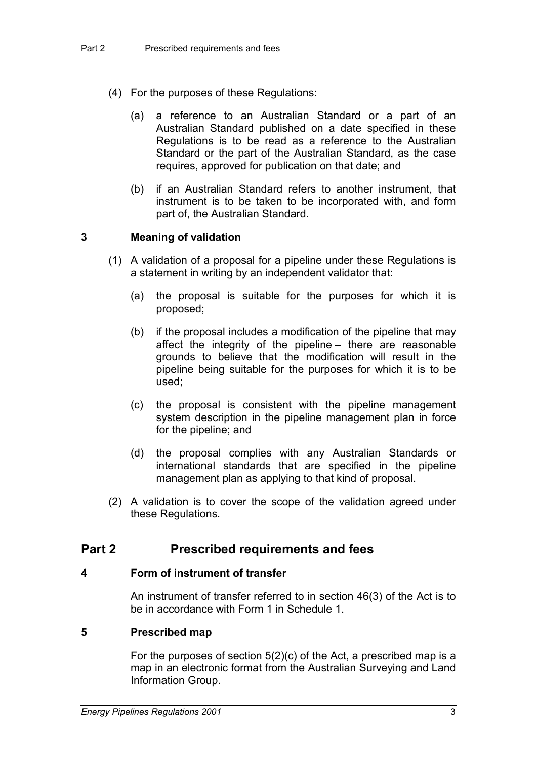(4) For the purposes of these Regulations:

(a) a reference to an Australian Standard or a part of an Australian Standard published on a date specified in these Regulations is to be read as a reference to the Australian Standard or the part of the Australian Standard, as the case requires, approved for publication on that date; and

(b) if an Australian Standard refers to another instrument, that instrument is to be taken to be incorporated with, and form part of, the Australian Standard.

### 3 Meaning of validation

(1) A validation of a proposal for a pipeline under these Regulations is a statement in writing by an independent validator that:

(a) the proposal is suitable for the purposes for which it is proposed;

(b) if the proposal includes a modification of the pipeline that may affect the integrity of the pipeline – there are reasonable grounds to believe that the modification will result in the pipeline being suitable for the purposes for which it is to be used;

(c) the proposal is consistent with the pipeline management system description in the pipeline management plan in force for the pipeline; and

(d) the proposal complies with any Australian Standards or international standards that are specified in the pipeline management plan as applying to that kind of proposal.

(2) A validation is to cover the scope of the validation agreed under these Regulations.

## Part 2 Prescribed requirements and fees

### 4 Form of instrument of transfer

An instrument of transfer referred to in section 46(3) of the Act is to be in accordance with Form 1 in Schedule 1.

### 5 Prescribed map

For the purposes of section 5(2)(c) of the Act, a prescribed map is a map in an electronic format from the Australian Surveying and Land Information Group.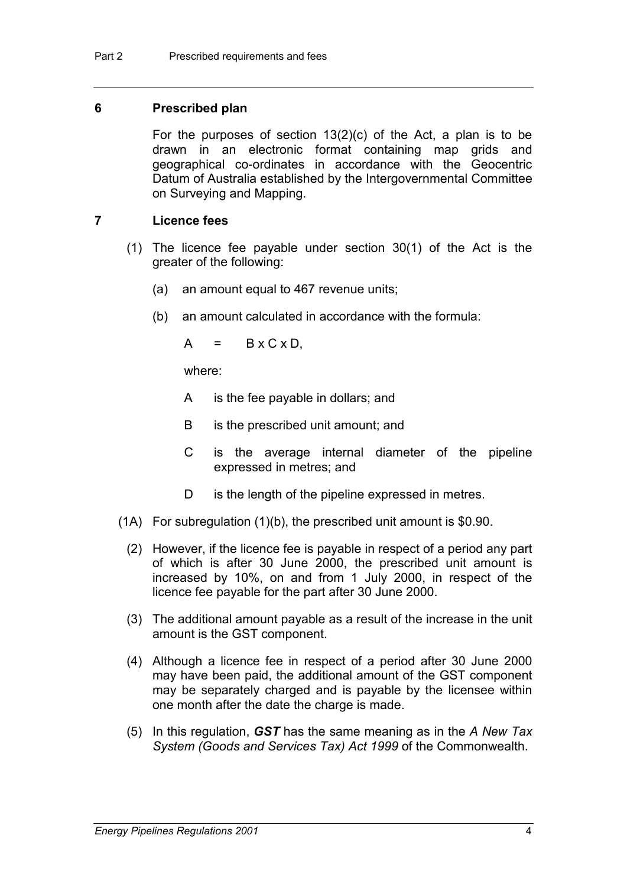## 6 Prescribed plan

For the purposes of section 13(2)(c) of the Act, a plan is to be drawn in an electronic format containing map grids and geographical co-ordinates in accordance with the Geocentric Datum of Australia established by the Intergovernmental Committee on Surveying and Mapping.

## 7 Licence fees

(1) The licence fee payable under section 30(1) of the Act is the greater of the following:

(a) an amount equal to 467 revenue units;

(b) an amount calculated in accordance with the formula:

$$A = B \times C \times D,$$

where:

A is the fee payable in dollars; and

B is the prescribed unit amount; and

C is the average internal diameter of the pipeline expressed in metres; and

D is the length of the pipeline expressed in metres.

(1A) For subregulation (1)(b), the prescribed unit amount is $0.90.

(2) However, if the licence fee is payable in respect of a period any part of which is after 30 June 2000, the prescribed unit amount is increased by 10%, on and from 1 July 2000, in respect of the licence fee payable for the part after 30 June 2000.

(3) The additional amount payable as a result of the increase in the unit amount is the GST component.

(4) Although a licence fee in respect of a period after 30 June 2000 may have been paid, the additional amount of the GST component may be separately charged and is payable by the licensee within one month after the date the charge is made.

(5) In this regulation, ***GST*** has the same meaning as in the *A New Tax System (Goods and Services Tax) Act 1999* of the Commonwealth.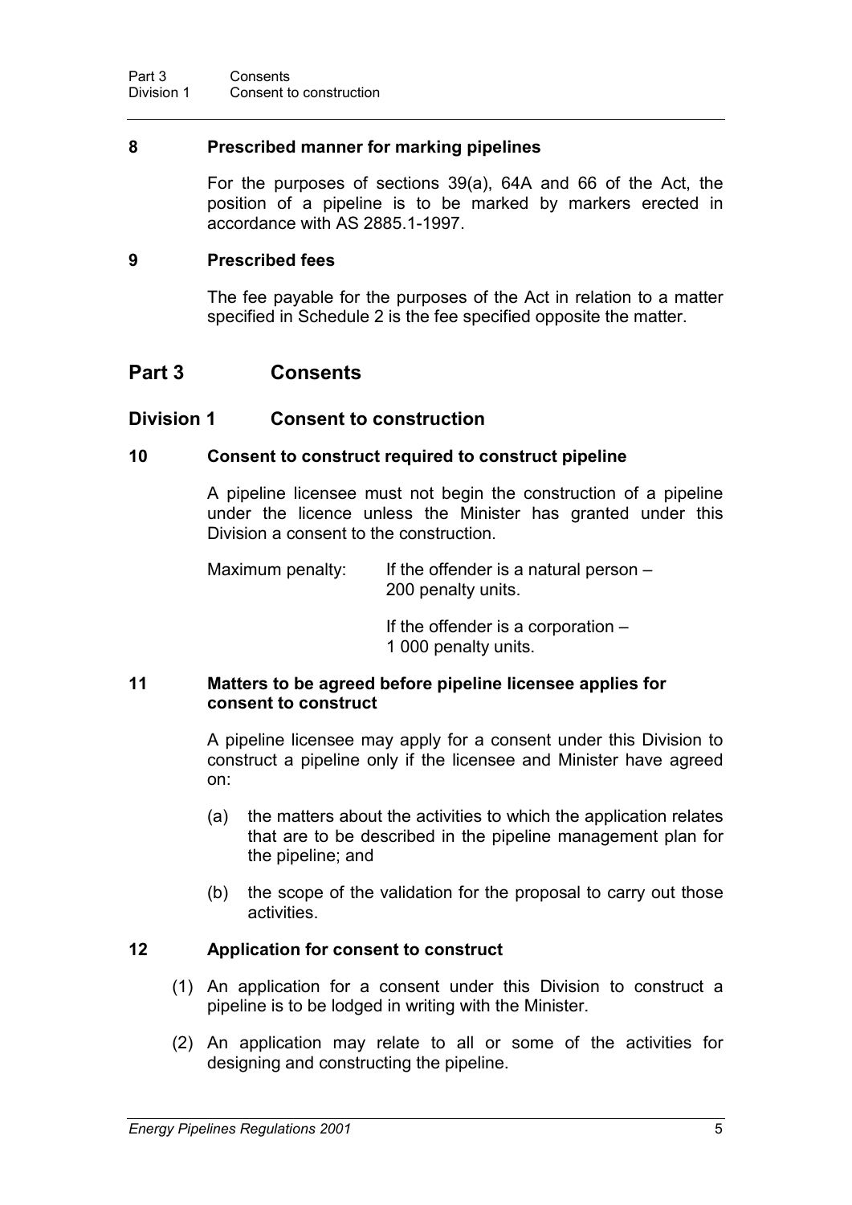### 8 Prescribed manner for marking pipelines

For the purposes of sections 39(a), 64A and 66 of the Act, the position of a pipeline is to be marked by markers erected in accordance with AS 2885.1-1997.

### 9 Prescribed fees

The fee payable for the purposes of the Act in relation to a matter specified in Schedule 2 is the fee specified opposite the matter.

# Part 3 Consents

## Division 1 Consent to construction

### 10 Consent to construct required to construct pipeline

A pipeline licensee must not begin the construction of a pipeline under the licence unless the Minister has granted under this Division a consent to the construction.

Maximum penalty: If the offender is a natural person – 200 penalty units.

If the offender is a corporation – 1 000 penalty units.

### 11 Matters to be agreed before pipeline licensee applies for consent to construct

A pipeline licensee may apply for a consent under this Division to construct a pipeline only if the licensee and Minister have agreed on:

(a) the matters about the activities to which the application relates that are to be described in the pipeline management plan for the pipeline; and

(b) the scope of the validation for the proposal to carry out those activities.

### 12 Application for consent to construct

(1) An application for a consent under this Division to construct a pipeline is to be lodged in writing with the Minister.

(2) An application may relate to all or some of the activities for designing and constructing the pipeline.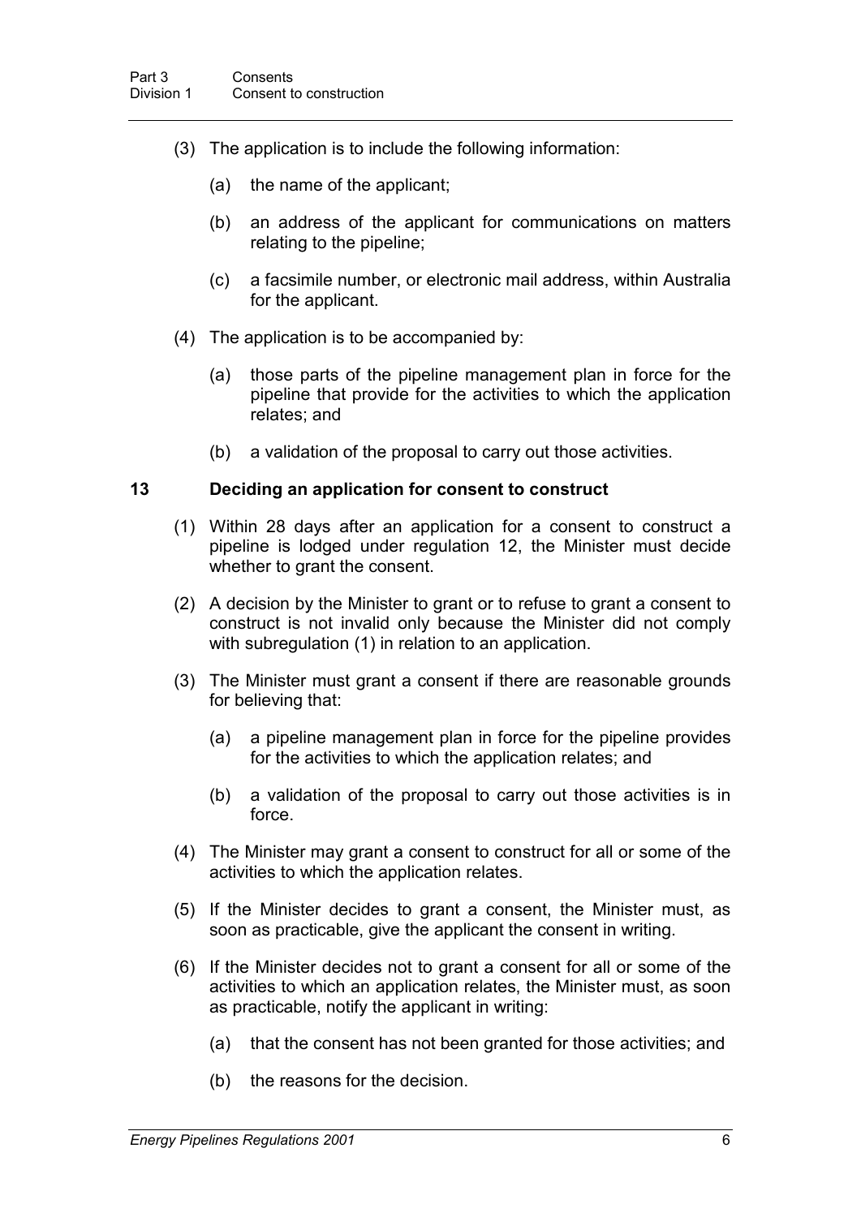(3) The application is to include the following information:

(a) the name of the applicant;

(b) an address of the applicant for communications on matters relating to the pipeline;

(c) a facsimile number, or electronic mail address, within Australia for the applicant.

(4) The application is to be accompanied by:

(a) those parts of the pipeline management plan in force for the pipeline that provide for the activities to which the application relates; and

(b) a validation of the proposal to carry out those activities.

### 13 Deciding an application for consent to construct

(1) Within 28 days after an application for a consent to construct a pipeline is lodged under regulation 12, the Minister must decide whether to grant the consent.

(2) A decision by the Minister to grant or to refuse to grant a consent to construct is not invalid only because the Minister did not comply with subregulation (1) in relation to an application.

(3) The Minister must grant a consent if there are reasonable grounds for believing that:

(a) a pipeline management plan in force for the pipeline provides for the activities to which the application relates; and

(b) a validation of the proposal to carry out those activities is in force.

(4) The Minister may grant a consent to construct for all or some of the activities to which the application relates.

(5) If the Minister decides to grant a consent, the Minister must, as soon as practicable, give the applicant the consent in writing.

(6) If the Minister decides not to grant a consent for all or some of the activities to which an application relates, the Minister must, as soon as practicable, notify the applicant in writing:

(a) that the consent has not been granted for those activities; and

(b) the reasons for the decision.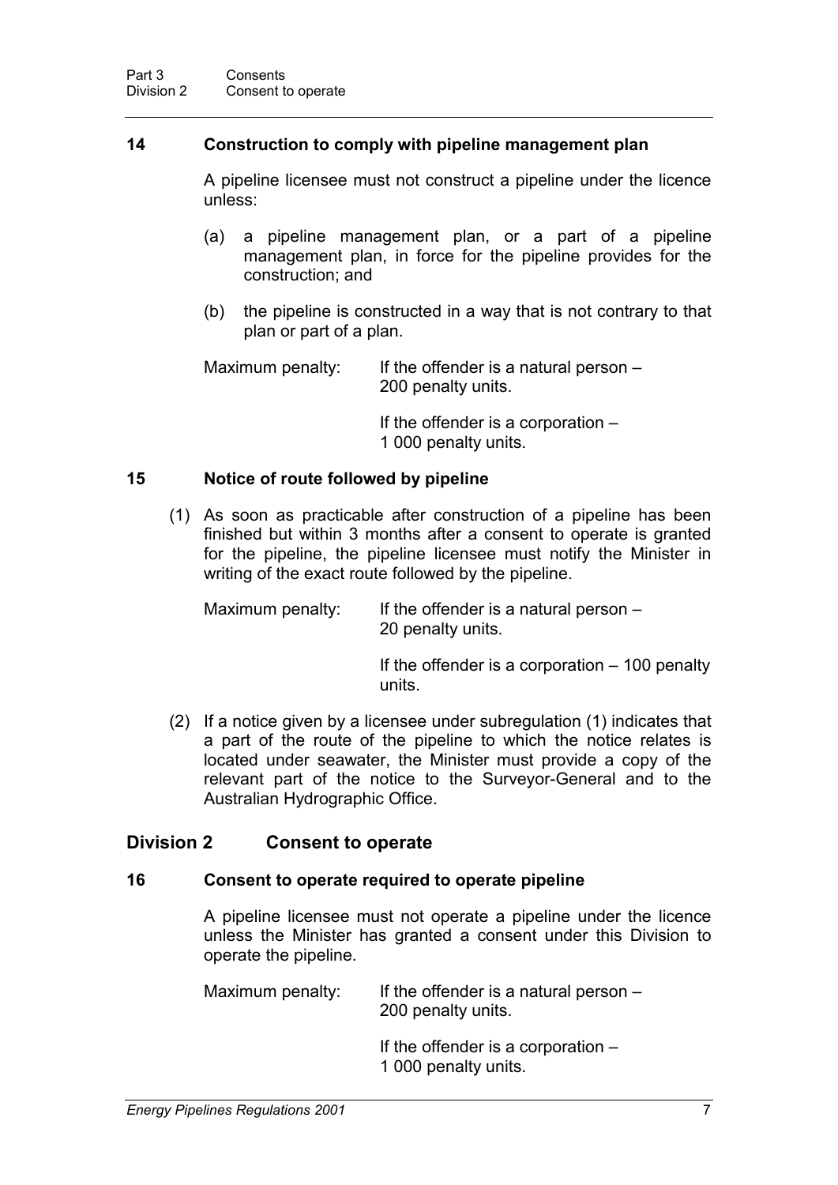### 14 Construction to comply with pipeline management plan

A pipeline licensee must not construct a pipeline under the licence unless:

(a) a pipeline management plan, or a part of a pipeline management plan, in force for the pipeline provides for the construction; and

(b) the pipeline is constructed in a way that is not contrary to that plan or part of a plan.

Maximum penalty: If the offender is a natural person – 200 penalty units.

If the offender is a corporation – 1 000 penalty units.

### 15 Notice of route followed by pipeline

(1) As soon as practicable after construction of a pipeline has been finished but within 3 months after a consent to operate is granted for the pipeline, the pipeline licensee must notify the Minister in writing of the exact route followed by the pipeline.

Maximum penalty: If the offender is a natural person – 20 penalty units.

If the offender is a corporation – 100 penalty units.

(2) If a notice given by a licensee under subregulation (1) indicates that a part of the route of the pipeline to which the notice relates is located under seawater, the Minister must provide a copy of the relevant part of the notice to the Surveyor-General and to the Australian Hydrographic Office.

## Division 2 Consent to operate

### 16 Consent to operate required to operate pipeline

A pipeline licensee must not operate a pipeline under the licence unless the Minister has granted a consent under this Division to operate the pipeline.

Maximum penalty: If the offender is a natural person – 200 penalty units.

If the offender is a corporation – 1 000 penalty units.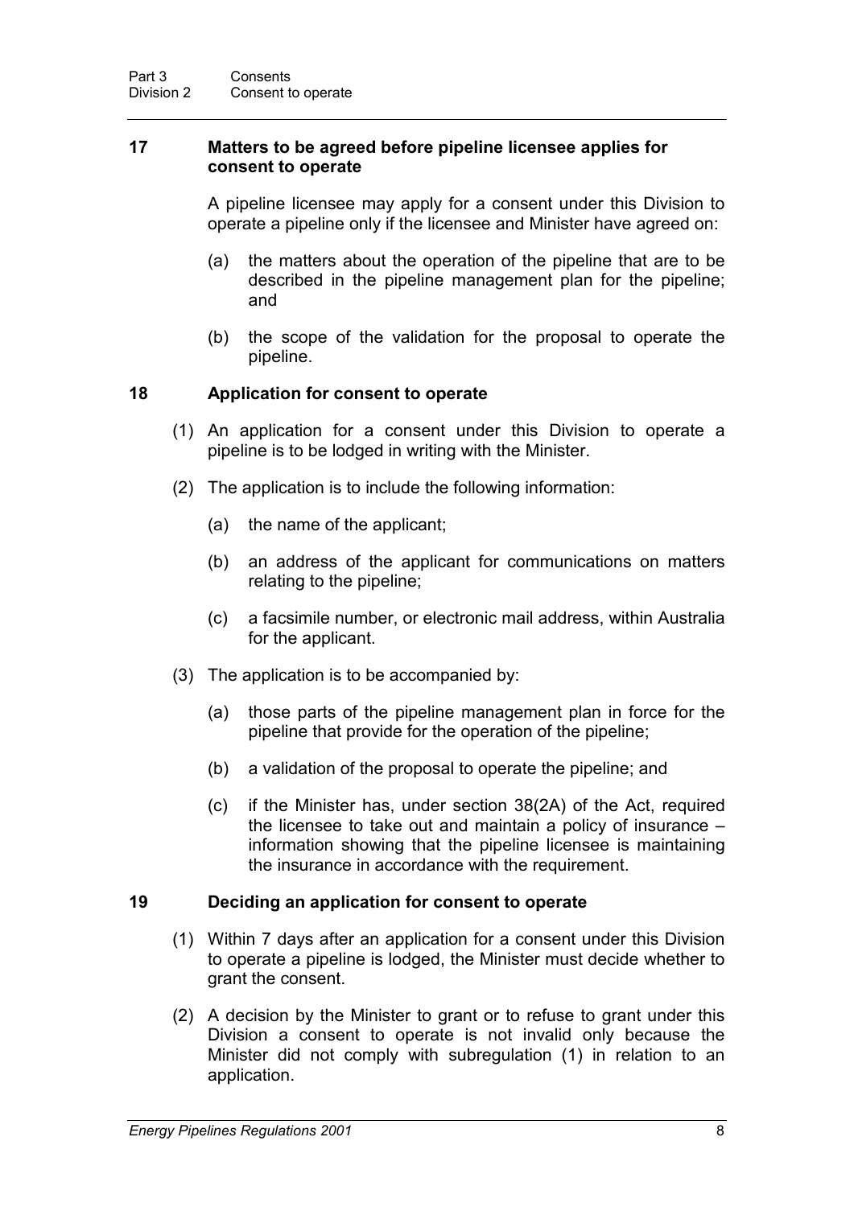### 17 Matters to be agreed before pipeline licensee applies for consent to operate

A pipeline licensee may apply for a consent under this Division to operate a pipeline only if the licensee and Minister have agreed on:

(a) the matters about the operation of the pipeline that are to be described in the pipeline management plan for the pipeline; and

(b) the scope of the validation for the proposal to operate the pipeline.

### 18 Application for consent to operate

(1) An application for a consent under this Division to operate a pipeline is to be lodged in writing with the Minister.

(2) The application is to include the following information:

(a) the name of the applicant;

(b) an address of the applicant for communications on matters relating to the pipeline;

(c) a facsimile number, or electronic mail address, within Australia for the applicant.

(3) The application is to be accompanied by:

(a) those parts of the pipeline management plan in force for the pipeline that provide for the operation of the pipeline;

(b) a validation of the proposal to operate the pipeline; and

(c) if the Minister has, under section 38(2A) of the Act, required the licensee to take out and maintain a policy of insurance – information showing that the pipeline licensee is maintaining the insurance in accordance with the requirement.

### 19 Deciding an application for consent to operate

(1) Within 7 days after an application for a consent under this Division to operate a pipeline is lodged, the Minister must decide whether to grant the consent.

(2) A decision by the Minister to grant or to refuse to grant under this Division a consent to operate is not invalid only because the Minister did not comply with subregulation (1) in relation to an application.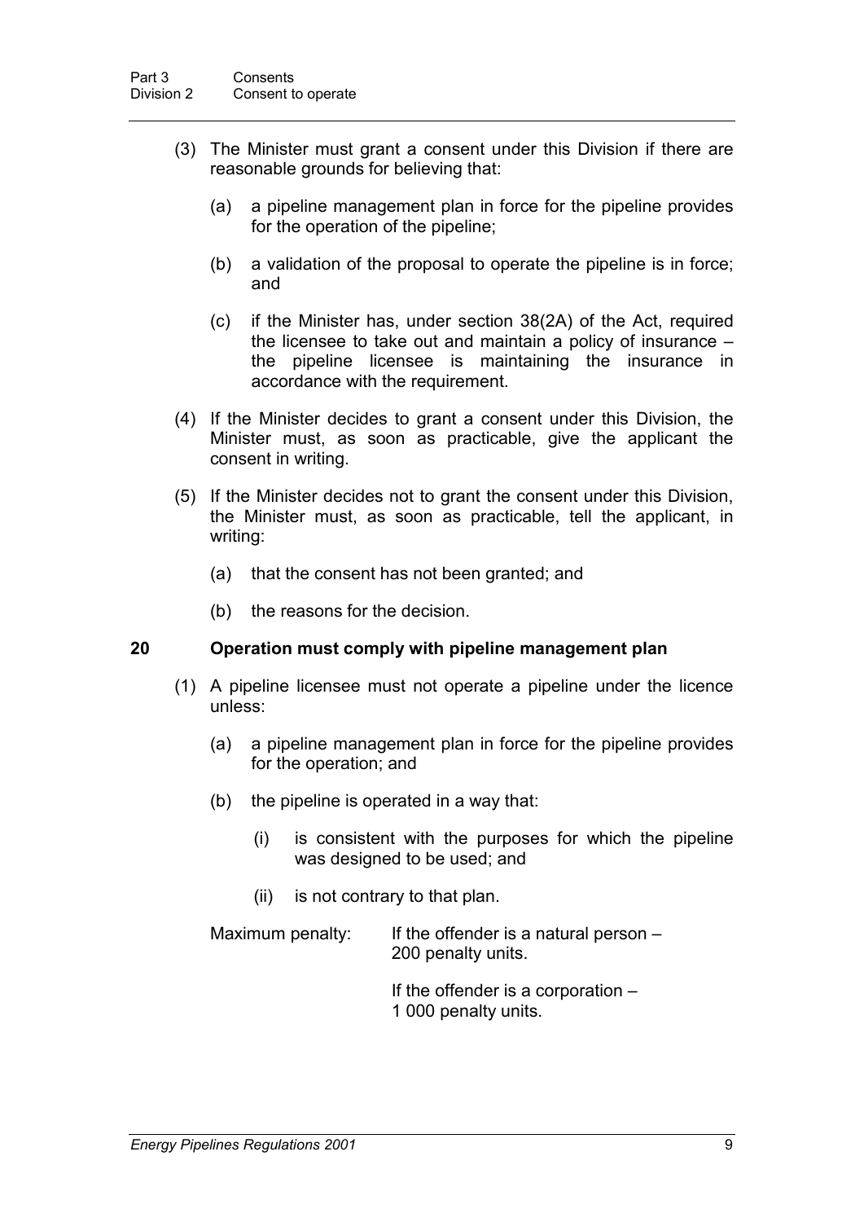(3) The Minister must grant a consent under this Division if there are reasonable grounds for believing that:

(a) a pipeline management plan in force for the pipeline provides for the operation of the pipeline;

(b) a validation of the proposal to operate the pipeline is in force; and

(c) if the Minister has, under section 38(2A) of the Act, required the licensee to take out and maintain a policy of insurance – the pipeline licensee is maintaining the insurance in accordance with the requirement.

(4) If the Minister decides to grant a consent under this Division, the Minister must, as soon as practicable, give the applicant the consent in writing.

(5) If the Minister decides not to grant the consent under this Division, the Minister must, as soon as practicable, tell the applicant, in writing:

(a) that the consent has not been granted; and

(b) the reasons for the decision.

## 20 Operation must comply with pipeline management plan

(1) A pipeline licensee must not operate a pipeline under the licence unless:

(a) a pipeline management plan in force for the pipeline provides for the operation; and

(b) the pipeline is operated in a way that:

(i) is consistent with the purposes for which the pipeline was designed to be used; and

(ii) is not contrary to that plan.

Maximum penalty: If the offender is a natural person – 200 penalty units.

If the offender is a corporation – 1 000 penalty units.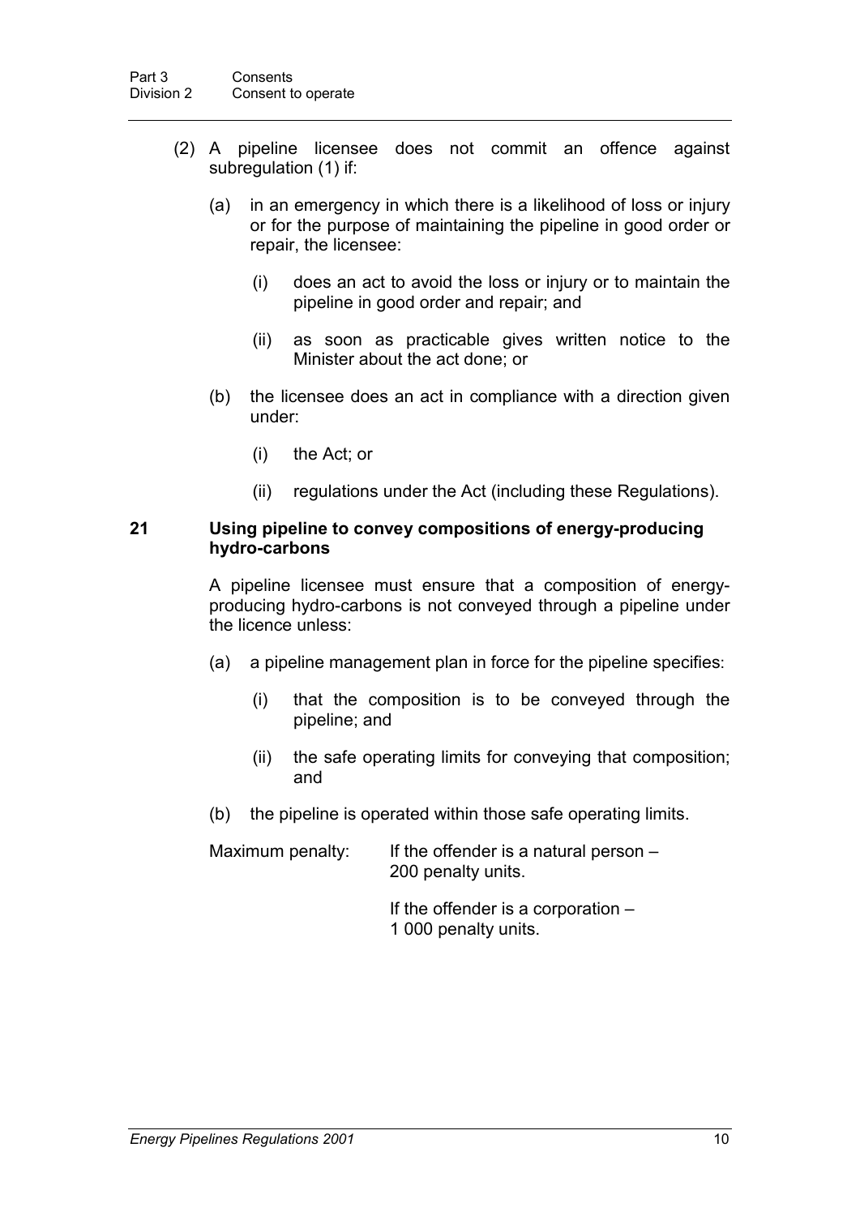(2) A pipeline licensee does not commit an offence against subregulation (1) if:

(a) in an emergency in which there is a likelihood of loss or injury or for the purpose of maintaining the pipeline in good order or repair, the licensee:

(i) does an act to avoid the loss or injury or to maintain the pipeline in good order and repair; and

(ii) as soon as practicable gives written notice to the Minister about the act done; or

(b) the licensee does an act in compliance with a direction given under:

(i) the Act; or

(ii) regulations under the Act (including these Regulations).

### 21 Using pipeline to convey compositions of energy-producing hydro-carbons

A pipeline licensee must ensure that a composition of energy-producing hydro-carbons is not conveyed through a pipeline under the licence unless:

(a) a pipeline management plan in force for the pipeline specifies:

(i) that the composition is to be conveyed through the pipeline; and

(ii) the safe operating limits for conveying that composition; and

(b) the pipeline is operated within those safe operating limits.

Maximum penalty: If the offender is a natural person – 200 penalty units.

If the offender is a corporation – 1 000 penalty units.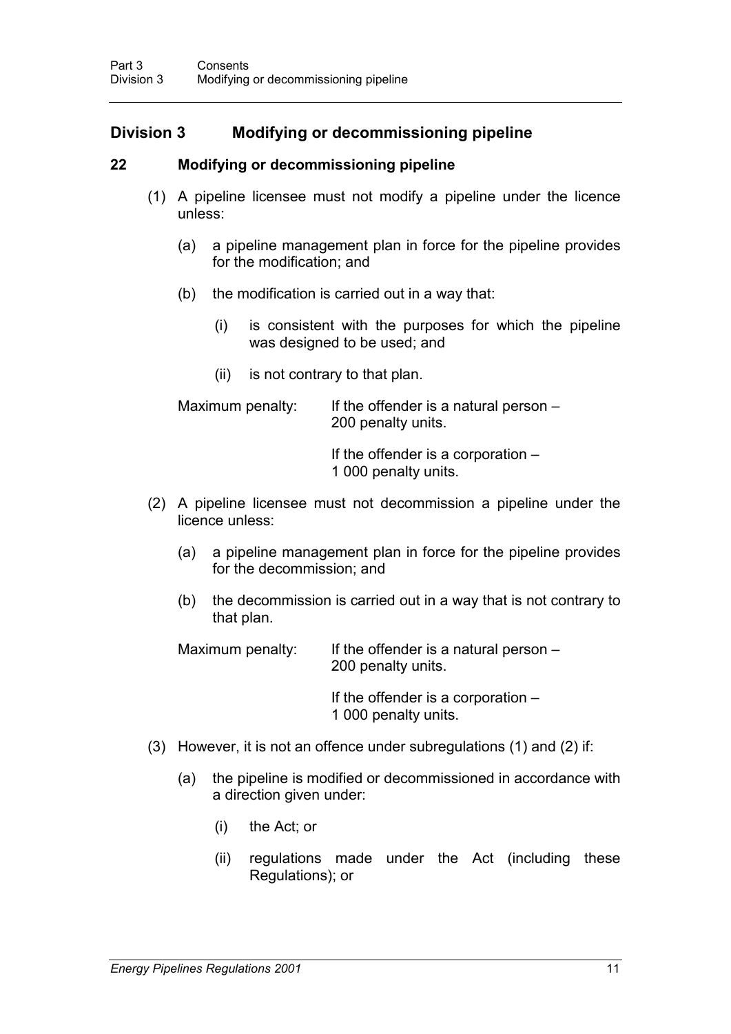## Division 3 Modifying or decommissioning pipeline

### 22 Modifying or decommissioning pipeline

(1) A pipeline licensee must not modify a pipeline under the licence unless:

(a) a pipeline management plan in force for the pipeline provides for the modification; and

(b) the modification is carried out in a way that:

(i) is consistent with the purposes for which the pipeline was designed to be used; and

(ii) is not contrary to that plan.

Maximum penalty: If the offender is a natural person – 200 penalty units.

If the offender is a corporation – 1 000 penalty units.

(2) A pipeline licensee must not decommission a pipeline under the licence unless:

(a) a pipeline management plan in force for the pipeline provides for the decommission; and

(b) the decommission is carried out in a way that is not contrary to that plan.

Maximum penalty: If the offender is a natural person – 200 penalty units.

If the offender is a corporation – 1 000 penalty units.

(3) However, it is not an offence under subregulations (1) and (2) if:

(a) the pipeline is modified or decommissioned in accordance with a direction given under:

(i) the Act; or

(ii) regulations made under the Act (including these Regulations); or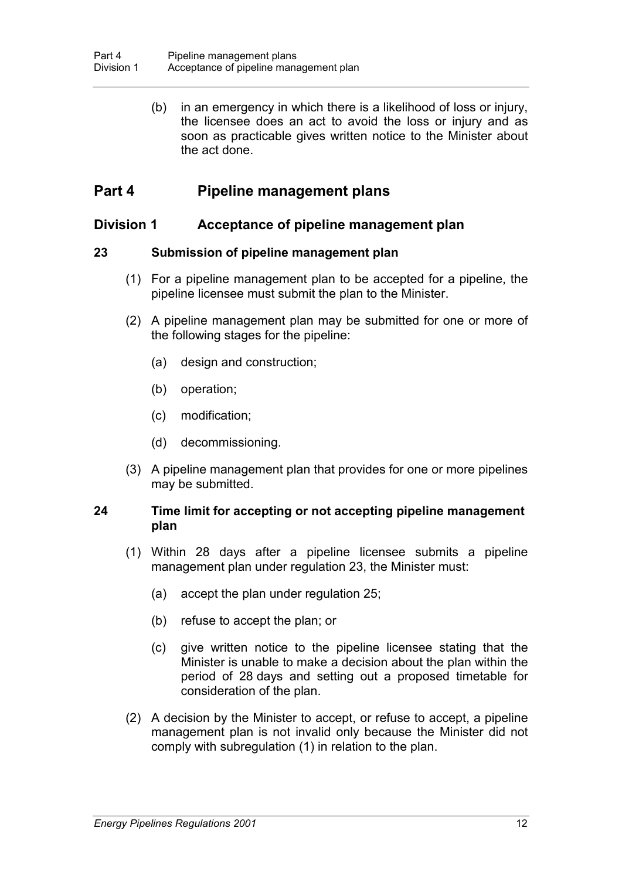(b) in an emergency in which there is a likelihood of loss or injury, the licensee does an act to avoid the loss or injury and as soon as practicable gives written notice to the Minister about the act done.

# Part 4 Pipeline management plans

## Division 1 Acceptance of pipeline management plan

### 23 Submission of pipeline management plan

(1) For a pipeline management plan to be accepted for a pipeline, the pipeline licensee must submit the plan to the Minister.

(2) A pipeline management plan may be submitted for one or more of the following stages for the pipeline:

(a) design and construction;

(b) operation;

(c) modification;

(d) decommissioning.

(3) A pipeline management plan that provides for one or more pipelines may be submitted.

### 24 Time limit for accepting or not accepting pipeline management plan

(1) Within 28 days after a pipeline licensee submits a pipeline management plan under regulation 23, the Minister must:

(a) accept the plan under regulation 25;

(b) refuse to accept the plan; or

(c) give written notice to the pipeline licensee stating that the Minister is unable to make a decision about the plan within the period of 28 days and setting out a proposed timetable for consideration of the plan.

(2) A decision by the Minister to accept, or refuse to accept, a pipeline management plan is not invalid only because the Minister did not comply with subregulation (1) in relation to the plan.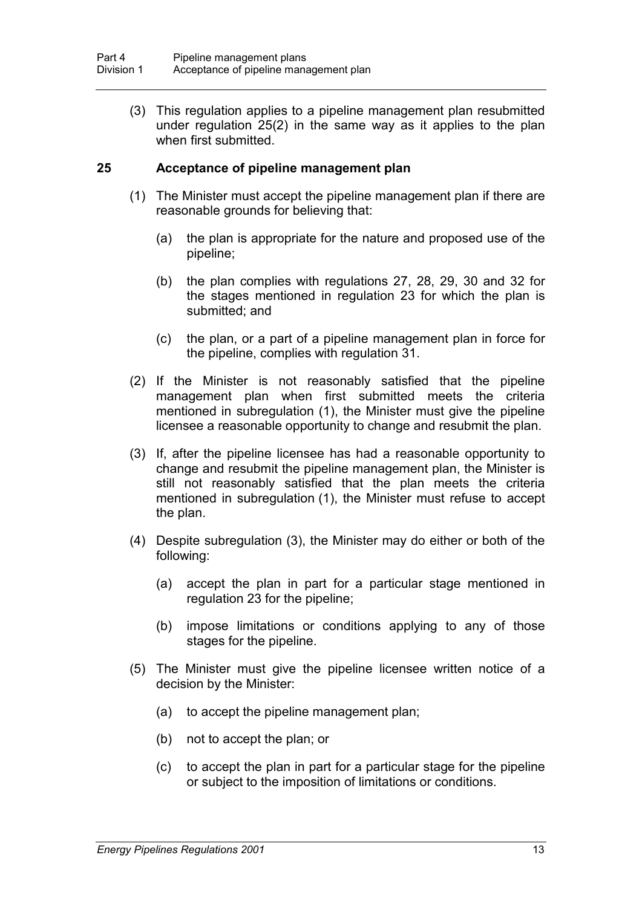(3) This regulation applies to a pipeline management plan resubmitted under regulation 25(2) in the same way as it applies to the plan when first submitted.

## 25 Acceptance of pipeline management plan

(1) The Minister must accept the pipeline management plan if there are reasonable grounds for believing that:

(a) the plan is appropriate for the nature and proposed use of the pipeline;

(b) the plan complies with regulations 27, 28, 29, 30 and 32 for the stages mentioned in regulation 23 for which the plan is submitted; and

(c) the plan, or a part of a pipeline management plan in force for the pipeline, complies with regulation 31.

(2) If the Minister is not reasonably satisfied that the pipeline management plan when first submitted meets the criteria mentioned in subregulation (1), the Minister must give the pipeline licensee a reasonable opportunity to change and resubmit the plan.

(3) If, after the pipeline licensee has had a reasonable opportunity to change and resubmit the pipeline management plan, the Minister is still not reasonably satisfied that the plan meets the criteria mentioned in subregulation (1), the Minister must refuse to accept the plan.

(4) Despite subregulation (3), the Minister may do either or both of the following:

(a) accept the plan in part for a particular stage mentioned in regulation 23 for the pipeline;

(b) impose limitations or conditions applying to any of those stages for the pipeline.

(5) The Minister must give the pipeline licensee written notice of a decision by the Minister:

(a) to accept the pipeline management plan;

(b) not to accept the plan; or

(c) to accept the plan in part for a particular stage for the pipeline or subject to the imposition of limitations or conditions.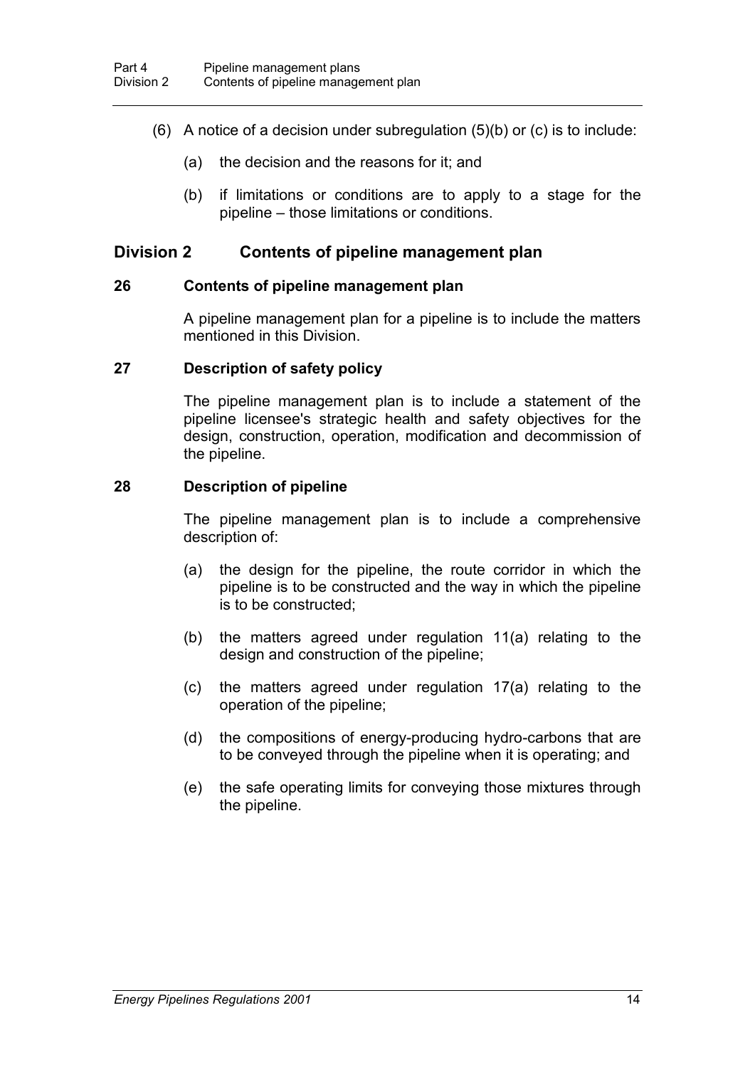(6) A notice of a decision under subregulation (5)(b) or (c) is to include:

(a) the decision and the reasons for it; and

(b) if limitations or conditions are to apply to a stage for the pipeline – those limitations or conditions.

## Division 2 Contents of pipeline management plan

### 26 Contents of pipeline management plan

A pipeline management plan for a pipeline is to include the matters mentioned in this Division.

### 27 Description of safety policy

The pipeline management plan is to include a statement of the pipeline licensee's strategic health and safety objectives for the design, construction, operation, modification and decommission of the pipeline.

### 28 Description of pipeline

The pipeline management plan is to include a comprehensive description of:

(a) the design for the pipeline, the route corridor in which the pipeline is to be constructed and the way in which the pipeline is to be constructed;

(b) the matters agreed under regulation 11(a) relating to the design and construction of the pipeline;

(c) the matters agreed under regulation 17(a) relating to the operation of the pipeline;

(d) the compositions of energy-producing hydro-carbons that are to be conveyed through the pipeline when it is operating; and

(e) the safe operating limits for conveying those mixtures through the pipeline.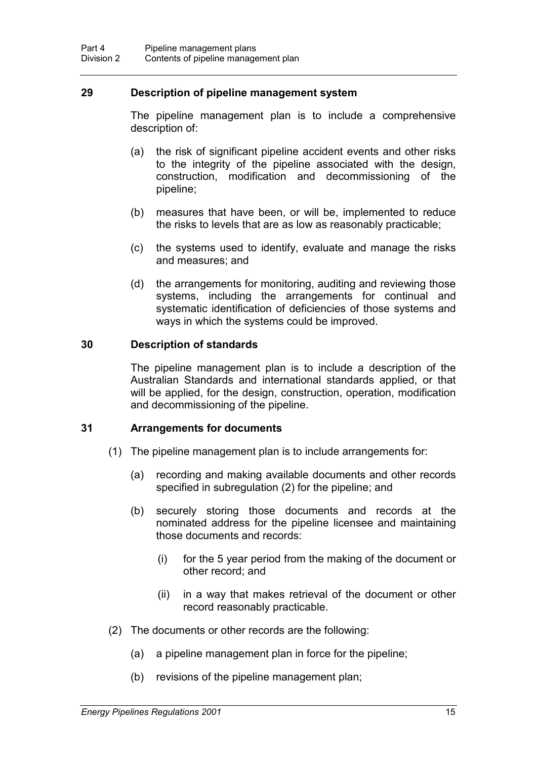### 29 Description of pipeline management system

The pipeline management plan is to include a comprehensive description of:

(a) the risk of significant pipeline accident events and other risks to the integrity of the pipeline associated with the design, construction, modification and decommissioning of the pipeline;

(b) measures that have been, or will be, implemented to reduce the risks to levels that are as low as reasonably practicable;

(c) the systems used to identify, evaluate and manage the risks and measures; and

(d) the arrangements for monitoring, auditing and reviewing those systems, including the arrangements for continual and systematic identification of deficiencies of those systems and ways in which the systems could be improved.

### 30 Description of standards

The pipeline management plan is to include a description of the Australian Standards and international standards applied, or that will be applied, for the design, construction, operation, modification and decommissioning of the pipeline.

### 31 Arrangements for documents

(1) The pipeline management plan is to include arrangements for:

(a) recording and making available documents and other records specified in subregulation (2) for the pipeline; and

(b) securely storing those documents and records at the nominated address for the pipeline licensee and maintaining those documents and records:

(i) for the 5 year period from the making of the document or other record; and

(ii) in a way that makes retrieval of the document or other record reasonably practicable.

(2) The documents or other records are the following:

(a) a pipeline management plan in force for the pipeline;

(b) revisions of the pipeline management plan;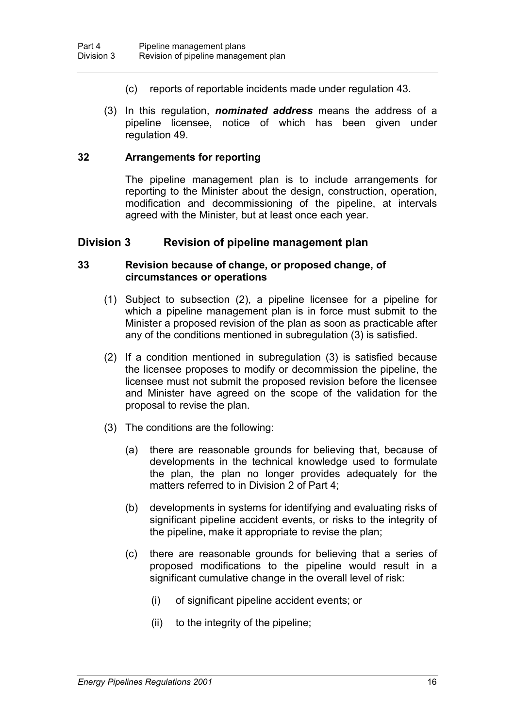(c) reports of reportable incidents made under regulation 43.

(3) In this regulation, ***nominated address*** means the address of a pipeline licensee, notice of which has been given under regulation 49.

### 32 Arrangements for reporting

The pipeline management plan is to include arrangements for reporting to the Minister about the design, construction, operation, modification and decommissioning of the pipeline, at intervals agreed with the Minister, but at least once each year.

## Division 3 Revision of pipeline management plan

### 33 Revision because of change, or proposed change, of circumstances or operations

(1) Subject to subsection (2), a pipeline licensee for a pipeline for which a pipeline management plan is in force must submit to the Minister a proposed revision of the plan as soon as practicable after any of the conditions mentioned in subregulation (3) is satisfied.

(2) If a condition mentioned in subregulation (3) is satisfied because the licensee proposes to modify or decommission the pipeline, the licensee must not submit the proposed revision before the licensee and Minister have agreed on the scope of the validation for the proposal to revise the plan.

(3) The conditions are the following:

(a) there are reasonable grounds for believing that, because of developments in the technical knowledge used to formulate the plan, the plan no longer provides adequately for the matters referred to in Division 2 of Part 4;

(b) developments in systems for identifying and evaluating risks of significant pipeline accident events, or risks to the integrity of the pipeline, make it appropriate to revise the plan;

(c) there are reasonable grounds for believing that a series of proposed modifications to the pipeline would result in a significant cumulative change in the overall level of risk:

(i) of significant pipeline accident events; or

(ii) to the integrity of the pipeline;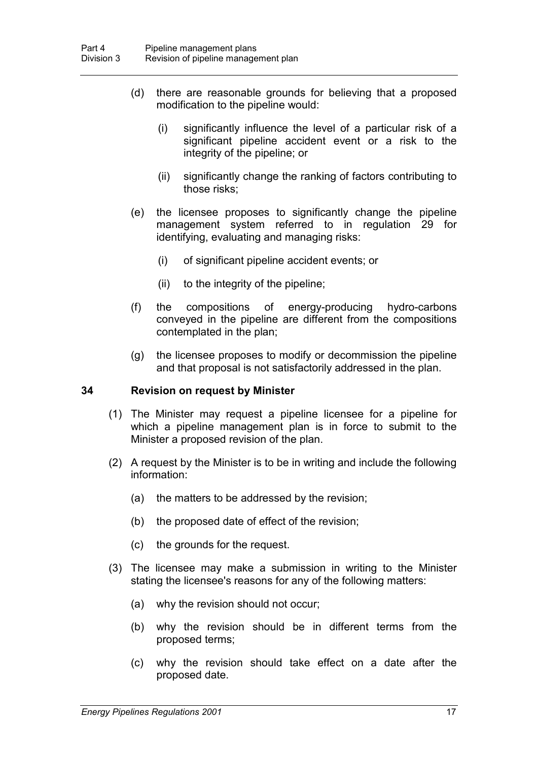(d) there are reasonable grounds for believing that a proposed modification to the pipeline would:

  (i) significantly influence the level of a particular risk of a significant pipeline accident event or a risk to the integrity of the pipeline; or

  (ii) significantly change the ranking of factors contributing to those risks;

(e) the licensee proposes to significantly change the pipeline management system referred to in regulation 29 for identifying, evaluating and managing risks:

  (i) of significant pipeline accident events; or

  (ii) to the integrity of the pipeline;

(f) the compositions of energy-producing hydro-carbons conveyed in the pipeline are different from the compositions contemplated in the plan;

(g) the licensee proposes to modify or decommission the pipeline and that proposal is not satisfactorily addressed in the plan.

### 34 Revision on request by Minister

(1) The Minister may request a pipeline licensee for a pipeline for which a pipeline management plan is in force to submit to the Minister a proposed revision of the plan.

(2) A request by the Minister is to be in writing and include the following information:

  (a) the matters to be addressed by the revision;

  (b) the proposed date of effect of the revision;

  (c) the grounds for the request.

(3) The licensee may make a submission in writing to the Minister stating the licensee's reasons for any of the following matters:

  (a) why the revision should not occur;

  (b) why the revision should be in different terms from the proposed terms;

  (c) why the revision should take effect on a date after the proposed date.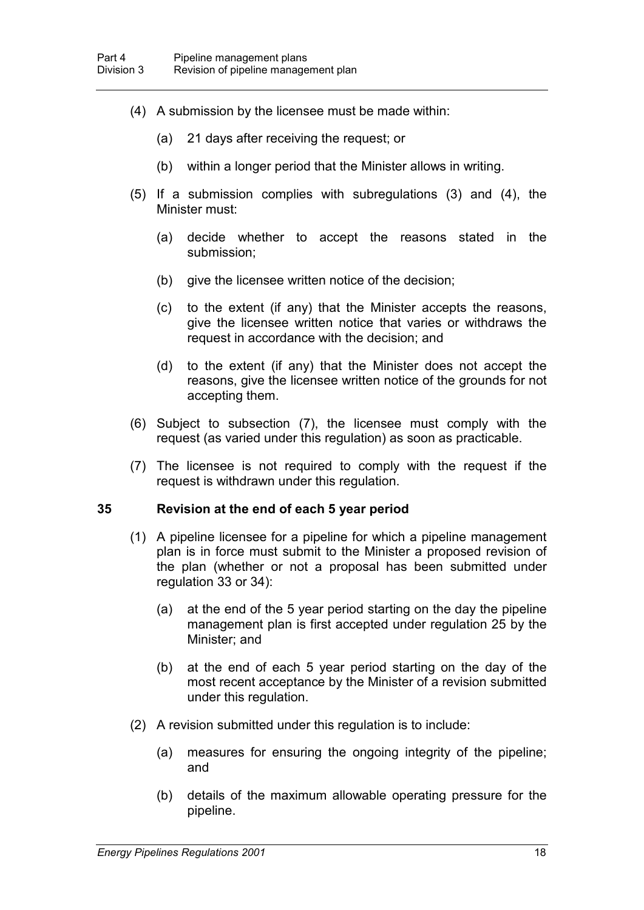(4) A submission by the licensee must be made within:

(a) 21 days after receiving the request; or

(b) within a longer period that the Minister allows in writing.

(5) If a submission complies with subregulations (3) and (4), the Minister must:

(a) decide whether to accept the reasons stated in the submission;

(b) give the licensee written notice of the decision;

(c) to the extent (if any) that the Minister accepts the reasons, give the licensee written notice that varies or withdraws the request in accordance with the decision; and

(d) to the extent (if any) that the Minister does not accept the reasons, give the licensee written notice of the grounds for not accepting them.

(6) Subject to subsection (7), the licensee must comply with the request (as varied under this regulation) as soon as practicable.

(7) The licensee is not required to comply with the request if the request is withdrawn under this regulation.

### 35 Revision at the end of each 5 year period

(1) A pipeline licensee for a pipeline for which a pipeline management plan is in force must submit to the Minister a proposed revision of the plan (whether or not a proposal has been submitted under regulation 33 or 34):

(a) at the end of the 5 year period starting on the day the pipeline management plan is first accepted under regulation 25 by the Minister; and

(b) at the end of each 5 year period starting on the day of the most recent acceptance by the Minister of a revision submitted under this regulation.

(2) A revision submitted under this regulation is to include:

(a) measures for ensuring the ongoing integrity of the pipeline; and

(b) details of the maximum allowable operating pressure for the pipeline.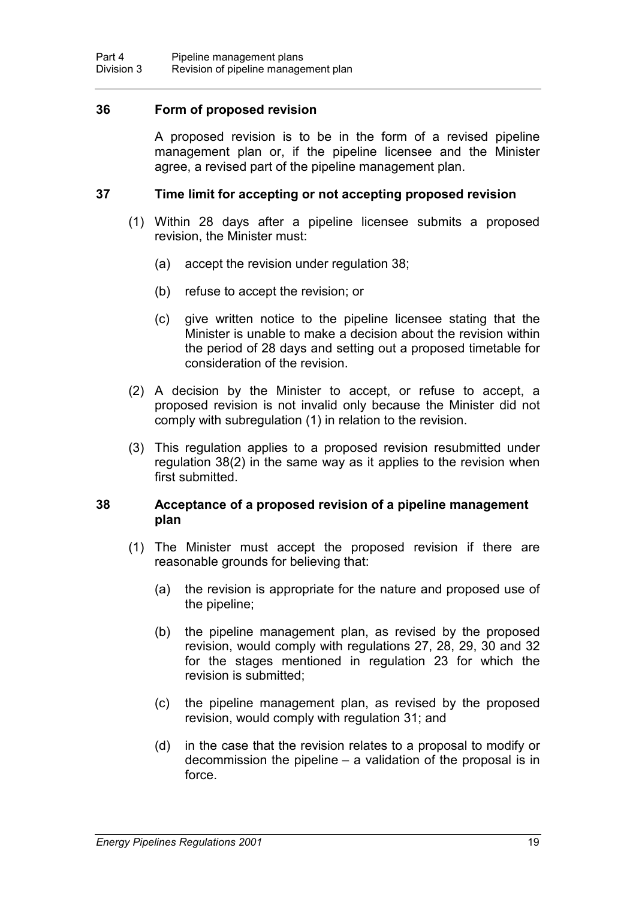### 36 Form of proposed revision

A proposed revision is to be in the form of a revised pipeline management plan or, if the pipeline licensee and the Minister agree, a revised part of the pipeline management plan.

### 37 Time limit for accepting or not accepting proposed revision

(1) Within 28 days after a pipeline licensee submits a proposed revision, the Minister must:

- (a) accept the revision under regulation 38;
- (b) refuse to accept the revision; or
- (c) give written notice to the pipeline licensee stating that the Minister is unable to make a decision about the revision within the period of 28 days and setting out a proposed timetable for consideration of the revision.

(2) A decision by the Minister to accept, or refuse to accept, a proposed revision is not invalid only because the Minister did not comply with subregulation (1) in relation to the revision.

(3) This regulation applies to a proposed revision resubmitted under regulation 38(2) in the same way as it applies to the revision when first submitted.

### 38 Acceptance of a proposed revision of a pipeline management plan

(1) The Minister must accept the proposed revision if there are reasonable grounds for believing that:

- (a) the revision is appropriate for the nature and proposed use of the pipeline;
- (b) the pipeline management plan, as revised by the proposed revision, would comply with regulations 27, 28, 29, 30 and 32 for the stages mentioned in regulation 23 for which the revision is submitted;
- (c) the pipeline management plan, as revised by the proposed revision, would comply with regulation 31; and
- (d) in the case that the revision relates to a proposal to modify or decommission the pipeline – a validation of the proposal is in force.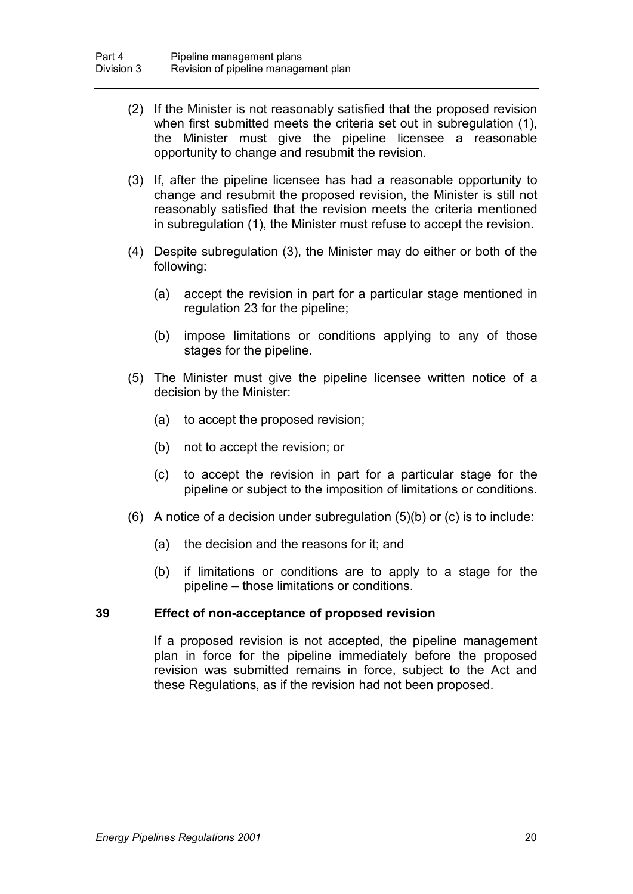(2) If the Minister is not reasonably satisfied that the proposed revision when first submitted meets the criteria set out in subregulation (1), the Minister must give the pipeline licensee a reasonable opportunity to change and resubmit the revision.

(3) If, after the pipeline licensee has had a reasonable opportunity to change and resubmit the proposed revision, the Minister is still not reasonably satisfied that the revision meets the criteria mentioned in subregulation (1), the Minister must refuse to accept the revision.

(4) Despite subregulation (3), the Minister may do either or both of the following:

(a) accept the revision in part for a particular stage mentioned in regulation 23 for the pipeline;

(b) impose limitations or conditions applying to any of those stages for the pipeline.

(5) The Minister must give the pipeline licensee written notice of a decision by the Minister:

(a) to accept the proposed revision;

(b) not to accept the revision; or

(c) to accept the revision in part for a particular stage for the pipeline or subject to the imposition of limitations or conditions.

(6) A notice of a decision under subregulation (5)(b) or (c) is to include:

(a) the decision and the reasons for it; and

(b) if limitations or conditions are to apply to a stage for the pipeline – those limitations or conditions.

### 39 Effect of non-acceptance of proposed revision

If a proposed revision is not accepted, the pipeline management plan in force for the pipeline immediately before the proposed revision was submitted remains in force, subject to the Act and these Regulations, as if the revision had not been proposed.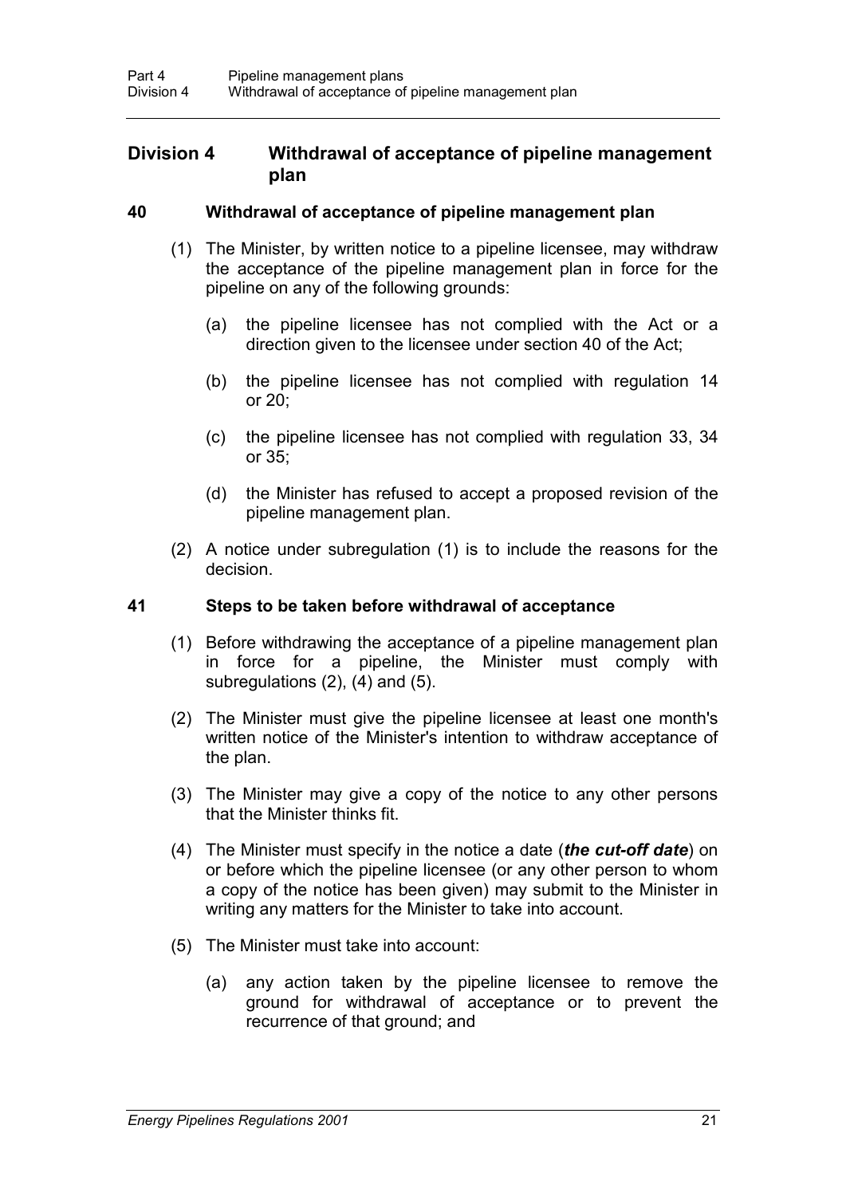## Division 4 Withdrawal of acceptance of pipeline management plan

### 40 Withdrawal of acceptance of pipeline management plan

(1) The Minister, by written notice to a pipeline licensee, may withdraw the acceptance of the pipeline management plan in force for the pipeline on any of the following grounds:

(a) the pipeline licensee has not complied with the Act or a direction given to the licensee under section 40 of the Act;

(b) the pipeline licensee has not complied with regulation 14 or 20;

(c) the pipeline licensee has not complied with regulation 33, 34 or 35;

(d) the Minister has refused to accept a proposed revision of the pipeline management plan.

(2) A notice under subregulation (1) is to include the reasons for the decision.

### 41 Steps to be taken before withdrawal of acceptance

(1) Before withdrawing the acceptance of a pipeline management plan in force for a pipeline, the Minister must comply with subregulations (2), (4) and (5).

(2) The Minister must give the pipeline licensee at least one month's written notice of the Minister's intention to withdraw acceptance of the plan.

(3) The Minister may give a copy of the notice to any other persons that the Minister thinks fit.

(4) The Minister must specify in the notice a date (***the cut-off date***) on or before which the pipeline licensee (or any other person to whom a copy of the notice has been given) may submit to the Minister in writing any matters for the Minister to take into account.

(5) The Minister must take into account:

(a) any action taken by the pipeline licensee to remove the ground for withdrawal of acceptance or to prevent the recurrence of that ground; and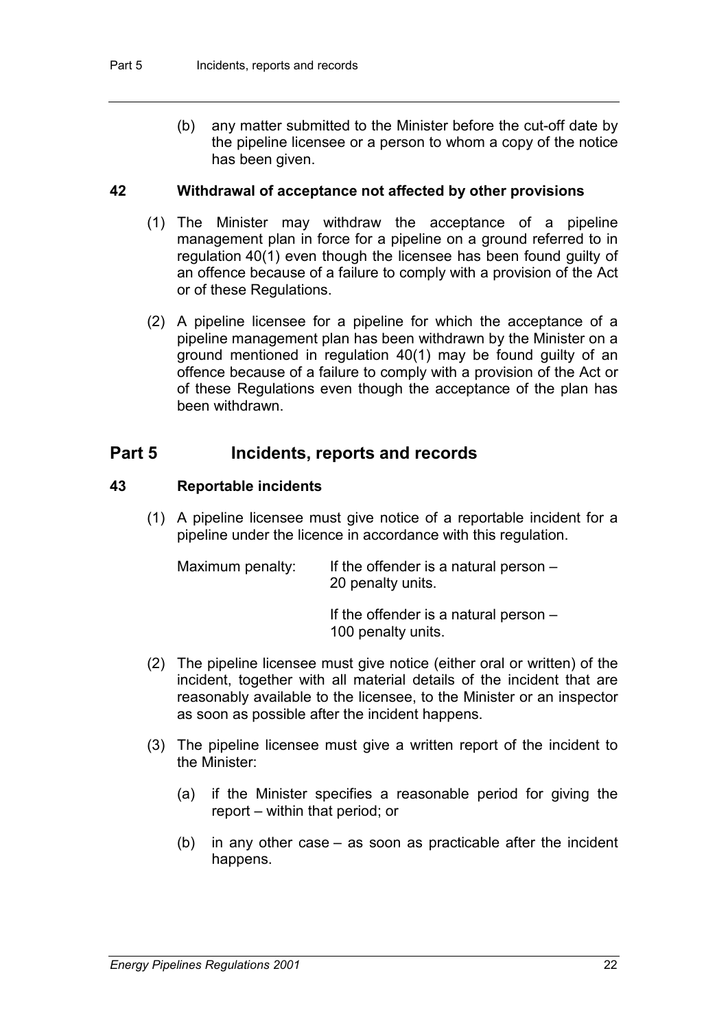(b) any matter submitted to the Minister before the cut-off date by the pipeline licensee or a person to whom a copy of the notice has been given.

### 42 Withdrawal of acceptance not affected by other provisions

(1) The Minister may withdraw the acceptance of a pipeline management plan in force for a pipeline on a ground referred to in regulation 40(1) even though the licensee has been found guilty of an offence because of a failure to comply with a provision of the Act or of these Regulations.

(2) A pipeline licensee for a pipeline for which the acceptance of a pipeline management plan has been withdrawn by the Minister on a ground mentioned in regulation 40(1) may be found guilty of an offence because of a failure to comply with a provision of the Act or of these Regulations even though the acceptance of the plan has been withdrawn.

## Part 5 Incidents, reports and records

### 43 Reportable incidents

(1) A pipeline licensee must give notice of a reportable incident for a pipeline under the licence in accordance with this regulation.

Maximum penalty: If the offender is a natural person – 20 penalty units.

If the offender is a natural person – 100 penalty units.

(2) The pipeline licensee must give notice (either oral or written) of the incident, together with all material details of the incident that are reasonably available to the licensee, to the Minister or an inspector as soon as possible after the incident happens.

(3) The pipeline licensee must give a written report of the incident to the Minister:

(a) if the Minister specifies a reasonable period for giving the report – within that period; or

(b) in any other case – as soon as practicable after the incident happens.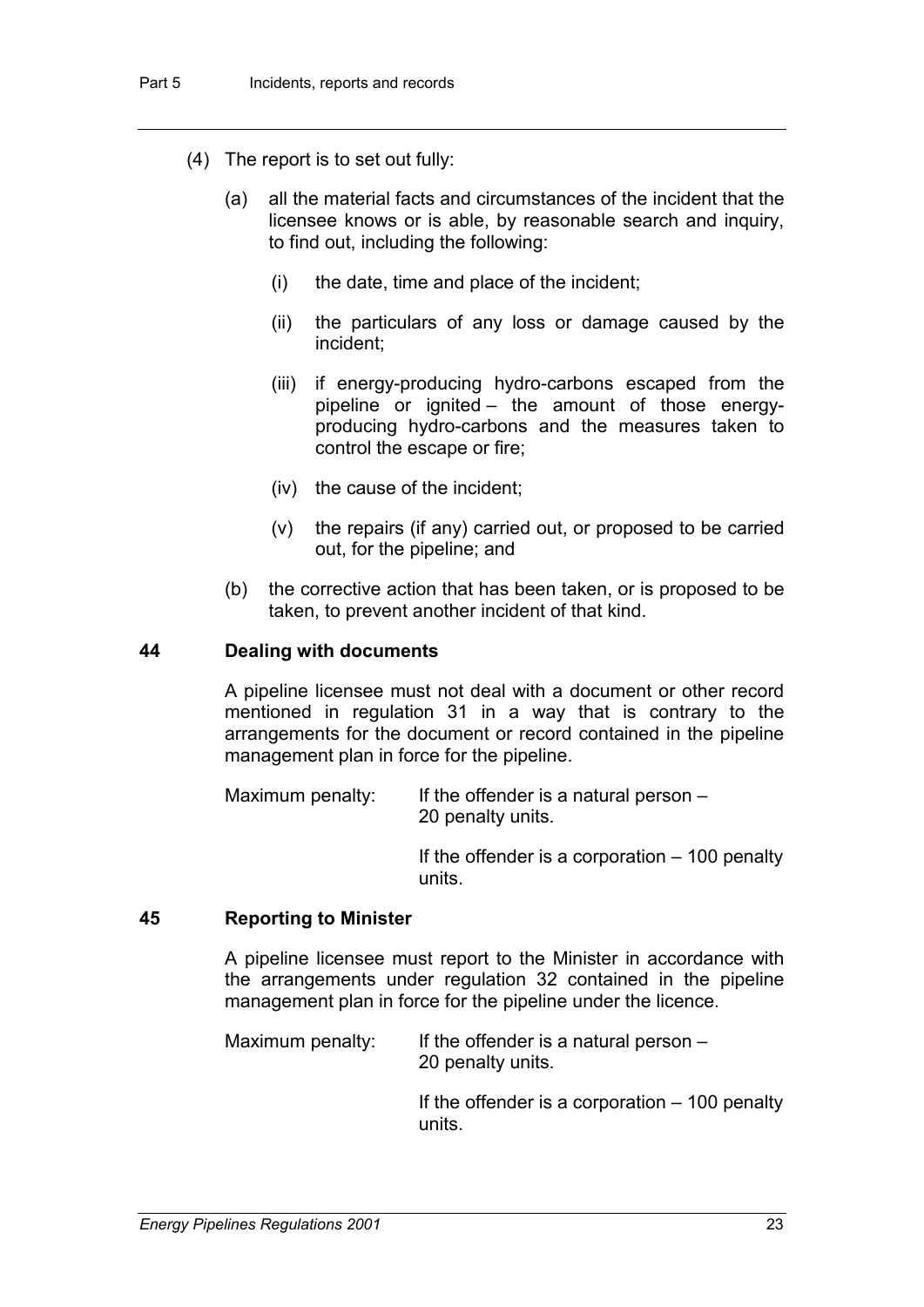(4) The report is to set out fully:

(a) all the material facts and circumstances of the incident that the licensee knows or is able, by reasonable search and inquiry, to find out, including the following:

(i) the date, time and place of the incident;

(ii) the particulars of any loss or damage caused by the incident;

(iii) if energy-producing hydro-carbons escaped from the pipeline or ignited – the amount of those energy-producing hydro-carbons and the measures taken to control the escape or fire;

(iv) the cause of the incident;

(v) the repairs (if any) carried out, or proposed to be carried out, for the pipeline; and

(b) the corrective action that has been taken, or is proposed to be taken, to prevent another incident of that kind.

### 44 Dealing with documents

A pipeline licensee must not deal with a document or other record mentioned in regulation 31 in a way that is contrary to the arrangements for the document or record contained in the pipeline management plan in force for the pipeline.

Maximum penalty: If the offender is a natural person – 20 penalty units.

If the offender is a corporation – 100 penalty units.

### 45 Reporting to Minister

A pipeline licensee must report to the Minister in accordance with the arrangements under regulation 32 contained in the pipeline management plan in force for the pipeline under the licence.

Maximum penalty: If the offender is a natural person – 20 penalty units.

If the offender is a corporation – 100 penalty units.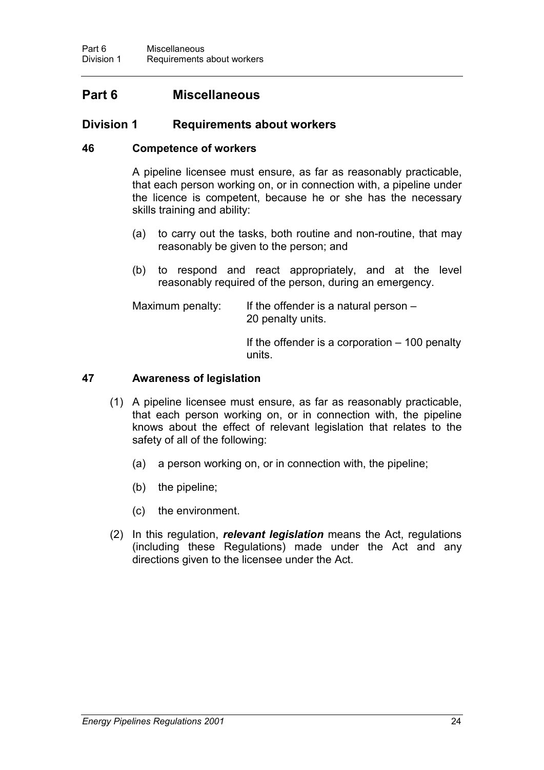# Part 6 Miscellaneous

## Division 1 Requirements about workers

### 46 Competence of workers

A pipeline licensee must ensure, as far as reasonably practicable, that each person working on, or in connection with, a pipeline under the licence is competent, because he or she has the necessary skills training and ability:

(a) to carry out the tasks, both routine and non-routine, that may reasonably be given to the person; and

(b) to respond and react appropriately, and at the level reasonably required of the person, during an emergency.

Maximum penalty: If the offender is a natural person – 20 penalty units.

If the offender is a corporation – 100 penalty units.

### 47 Awareness of legislation

(1) A pipeline licensee must ensure, as far as reasonably practicable, that each person working on, or in connection with, the pipeline knows about the effect of relevant legislation that relates to the safety of all of the following:

(a) a person working on, or in connection with, the pipeline;

(b) the pipeline;

(c) the environment.

(2) In this regulation, ***relevant legislation*** means the Act, regulations (including these Regulations) made under the Act and any directions given to the licensee under the Act.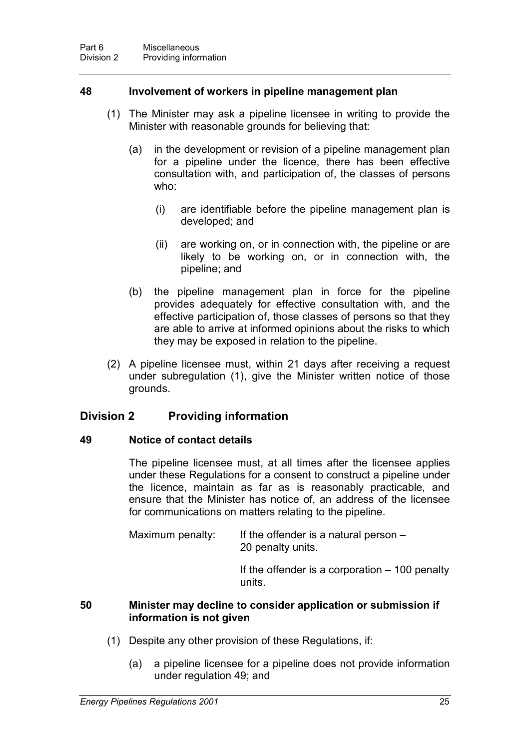### 48 Involvement of workers in pipeline management plan

(1) The Minister may ask a pipeline licensee in writing to provide the Minister with reasonable grounds for believing that:

(a) in the development or revision of a pipeline management plan for a pipeline under the licence, there has been effective consultation with, and participation of, the classes of persons who:

(i) are identifiable before the pipeline management plan is developed; and

(ii) are working on, or in connection with, the pipeline or are likely to be working on, or in connection with, the pipeline; and

(b) the pipeline management plan in force for the pipeline provides adequately for effective consultation with, and the effective participation of, those classes of persons so that they are able to arrive at informed opinions about the risks to which they may be exposed in relation to the pipeline.

(2) A pipeline licensee must, within 21 days after receiving a request under subregulation (1), give the Minister written notice of those grounds.

## Division 2 Providing information

### 49 Notice of contact details

The pipeline licensee must, at all times after the licensee applies under these Regulations for a consent to construct a pipeline under the licence, maintain as far as is reasonably practicable, and ensure that the Minister has notice of, an address of the licensee for communications on matters relating to the pipeline.

Maximum penalty: If the offender is a natural person – 20 penalty units.

If the offender is a corporation – 100 penalty units.

### 50 Minister may decline to consider application or submission if information is not given

(1) Despite any other provision of these Regulations, if:

(a) a pipeline licensee for a pipeline does not provide information under regulation 49; and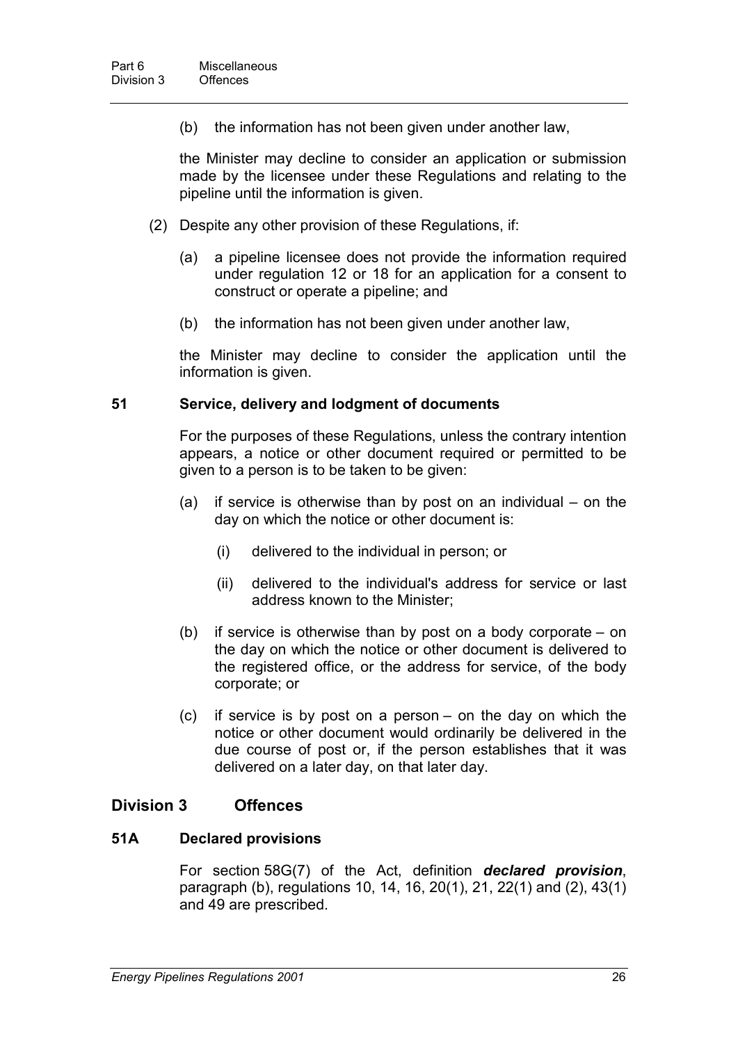(b) the information has not been given under another law,

the Minister may decline to consider an application or submission made by the licensee under these Regulations and relating to the pipeline until the information is given.

(2) Despite any other provision of these Regulations, if:

(a) a pipeline licensee does not provide the information required under regulation 12 or 18 for an application for a consent to construct or operate a pipeline; and

(b) the information has not been given under another law,

the Minister may decline to consider the application until the information is given.

### 51 Service, delivery and lodgment of documents

For the purposes of these Regulations, unless the contrary intention appears, a notice or other document required or permitted to be given to a person is to be taken to be given:

(a) if service is otherwise than by post on an individual – on the day on which the notice or other document is:

(i) delivered to the individual in person; or

(ii) delivered to the individual's address for service or last address known to the Minister;

(b) if service is otherwise than by post on a body corporate – on the day on which the notice or other document is delivered to the registered office, or the address for service, of the body corporate; or

(c) if service is by post on a person – on the day on which the notice or other document would ordinarily be delivered in the due course of post or, if the person establishes that it was delivered on a later day, on that later day.

## Division 3 Offences

### 51A Declared provisions

For section 58G(7) of the Act, definition ***declared provision***, paragraph (b), regulations 10, 14, 16, 20(1), 21, 22(1) and (2), 43(1) and 49 are prescribed.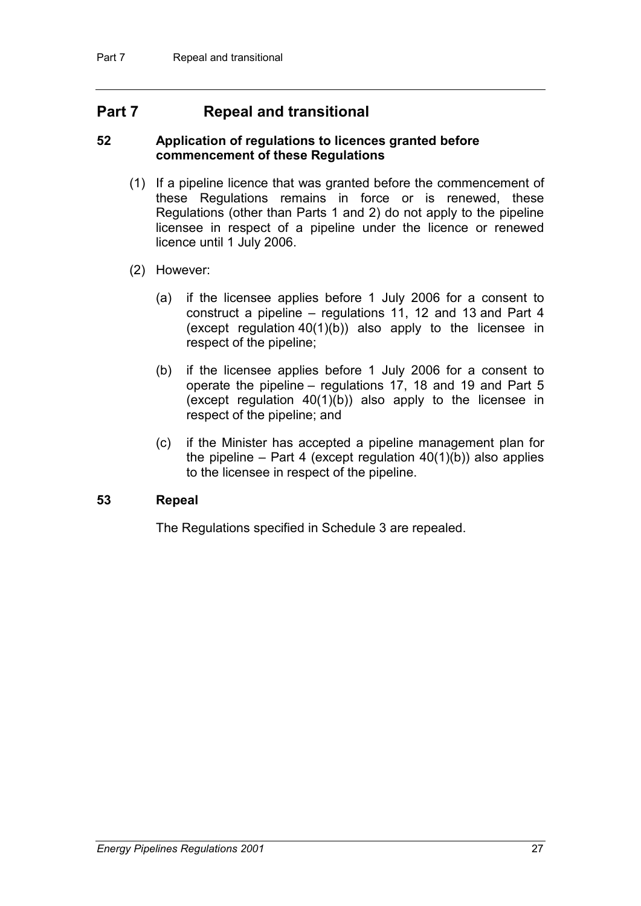## Part 7 Repeal and transitional

### 52 Application of regulations to licences granted before commencement of these Regulations

(1) If a pipeline licence that was granted before the commencement of these Regulations remains in force or is renewed, these Regulations (other than Parts 1 and 2) do not apply to the pipeline licensee in respect of a pipeline under the licence or renewed licence until 1 July 2006.

(2) However:

(a) if the licensee applies before 1 July 2006 for a consent to construct a pipeline – regulations 11, 12 and 13 and Part 4 (except regulation 40(1)(b)) also apply to the licensee in respect of the pipeline;

(b) if the licensee applies before 1 July 2006 for a consent to operate the pipeline – regulations 17, 18 and 19 and Part 5 (except regulation 40(1)(b)) also apply to the licensee in respect of the pipeline; and

(c) if the Minister has accepted a pipeline management plan for the pipeline – Part 4 (except regulation 40(1)(b)) also applies to the licensee in respect of the pipeline.

### 53 Repeal

The Regulations specified in Schedule 3 are repealed.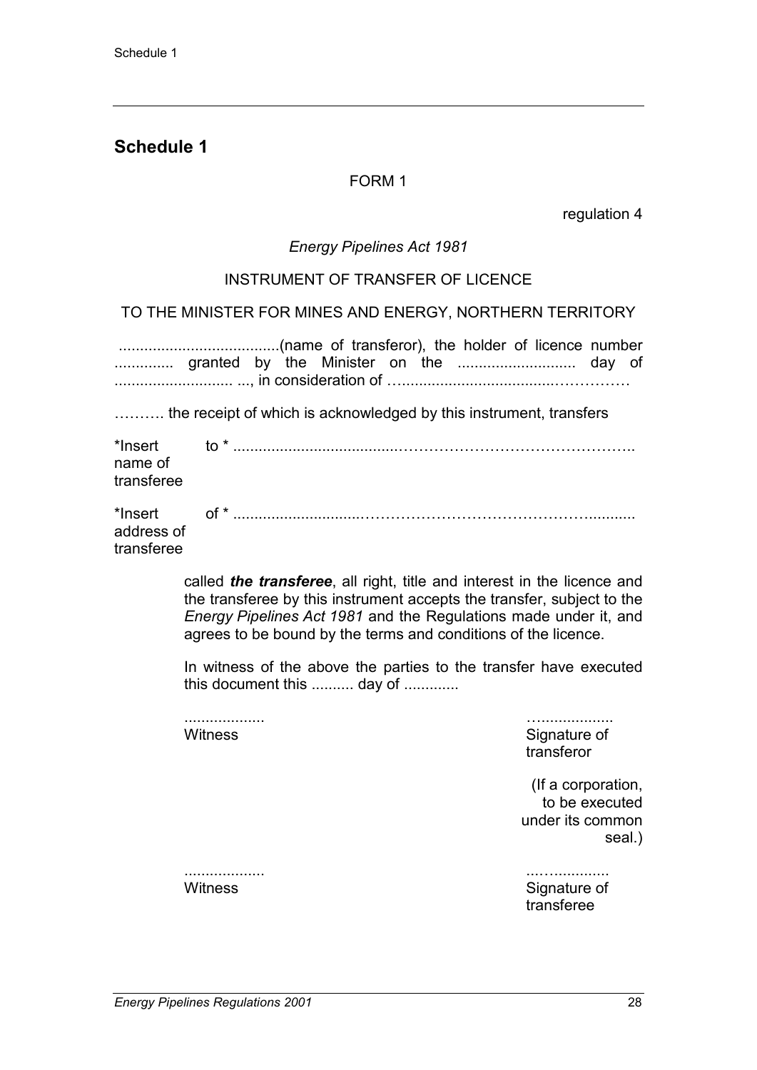## Schedule 1

FORM 1

regulation 4

*Energy Pipelines Act 1981*

INSTRUMENT OF TRANSFER OF LICENCE

TO THE MINISTER FOR MINES AND ENERGY, NORTHERN TERRITORY

......................................(name of transferor), the holder of licence number .............. granted by the Minister on the ............................ day of ............................ ..., in consideration of …..................................……………

………. the receipt of which is acknowledged by this instrument, transfers

*Insert name of transferee — to * ......................................……………………………………..

*Insert address of transferee — of * .............................………………………………………...........

called ***the transferee***, all right, title and interest in the licence and the transferee by this instrument accepts the transfer, subject to the *Energy Pipelines Act 1981* and the Regulations made under it, and agrees to be bound by the terms and conditions of the licence.

In witness of the above the parties to the transfer have executed this document this .......... day of .............

...................
Witness

…..................
Signature of transferor

(If a corporation, to be executed under its common seal.)

...................
Witness

..…..............
Signature of transferee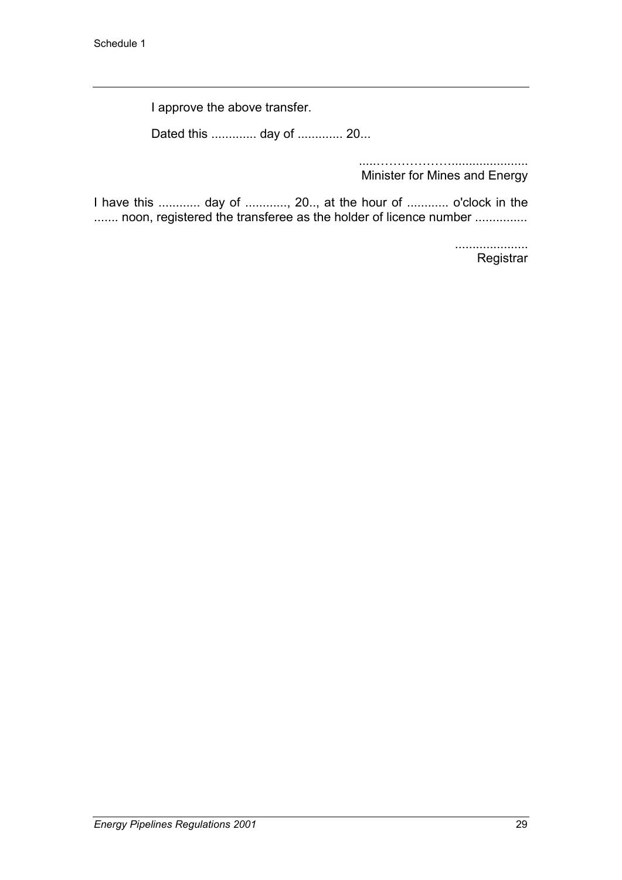I approve the above transfer.

Dated this ............. day of ............. 20...

.....……………….....................
Minister for Mines and Energy

I have this ............ day of ............, 20.., at the hour of ............ o'clock in the ....... noon, registered the transferee as the holder of licence number ...............

.....................
Registrar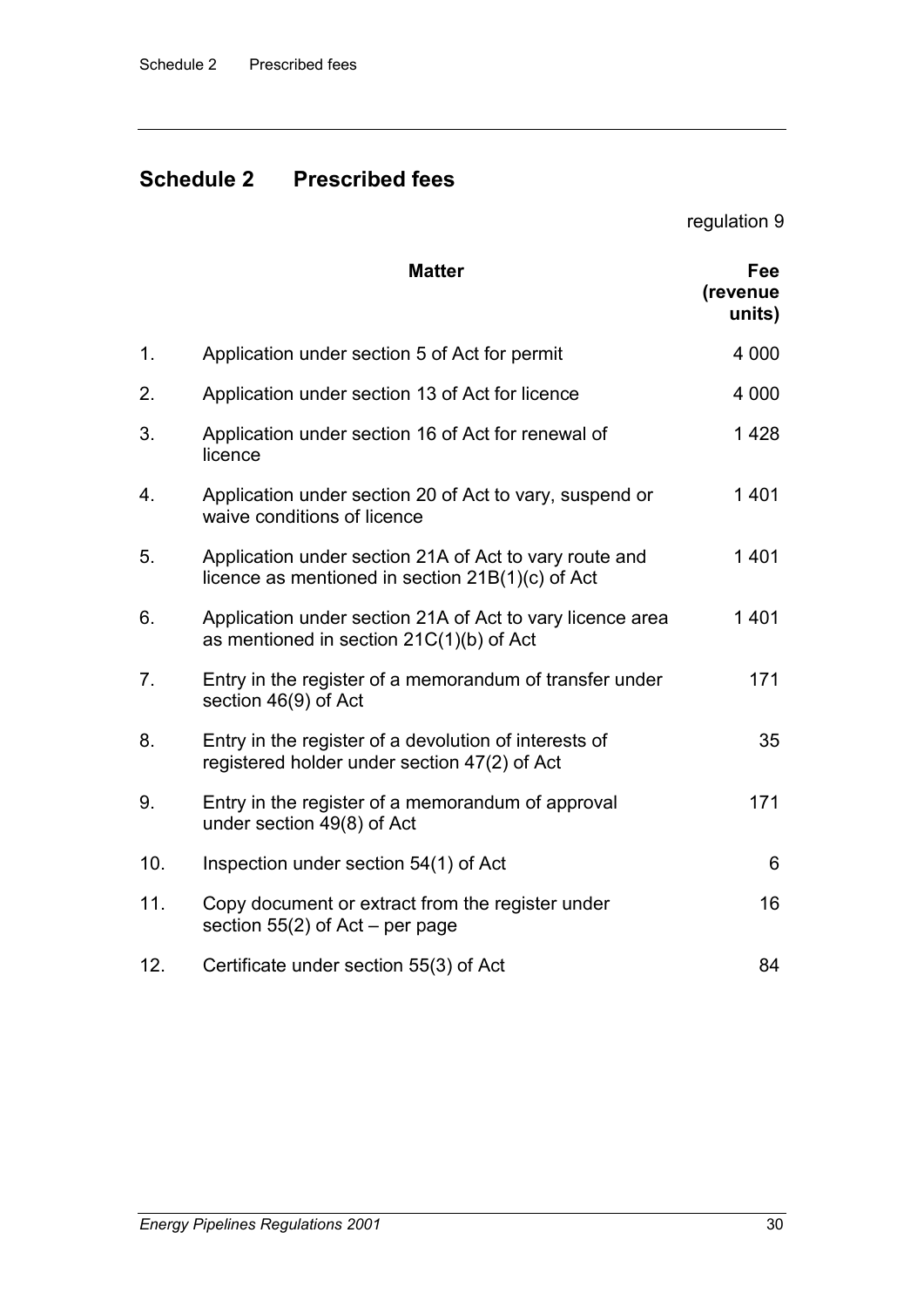## Schedule 2 Prescribed fees

regulation 9

| | Matter | Fee (revenue units) |
|---|---|---|
| 1. | Application under section 5 of Act for permit | 4 000 |
| 2. | Application under section 13 of Act for licence | 4 000 |
| 3. | Application under section 16 of Act for renewal of licence | 1 428 |
| 4. | Application under section 20 of Act to vary, suspend or waive conditions of licence | 1 401 |
| 5. | Application under section 21A of Act to vary route and licence as mentioned in section 21B(1)(c) of Act | 1 401 |
| 6. | Application under section 21A of Act to vary licence area as mentioned in section 21C(1)(b) of Act | 1 401 |
| 7. | Entry in the register of a memorandum of transfer under section 46(9) of Act | 171 |
| 8. | Entry in the register of a devolution of interests of registered holder under section 47(2) of Act | 35 |
| 9. | Entry in the register of a memorandum of approval under section 49(8) of Act | 171 |
| 10. | Inspection under section 54(1) of Act | 6 |
| 11. | Copy document or extract from the register under section 55(2) of Act – per page | 16 |
| 12. | Certificate under section 55(3) of Act | 84 |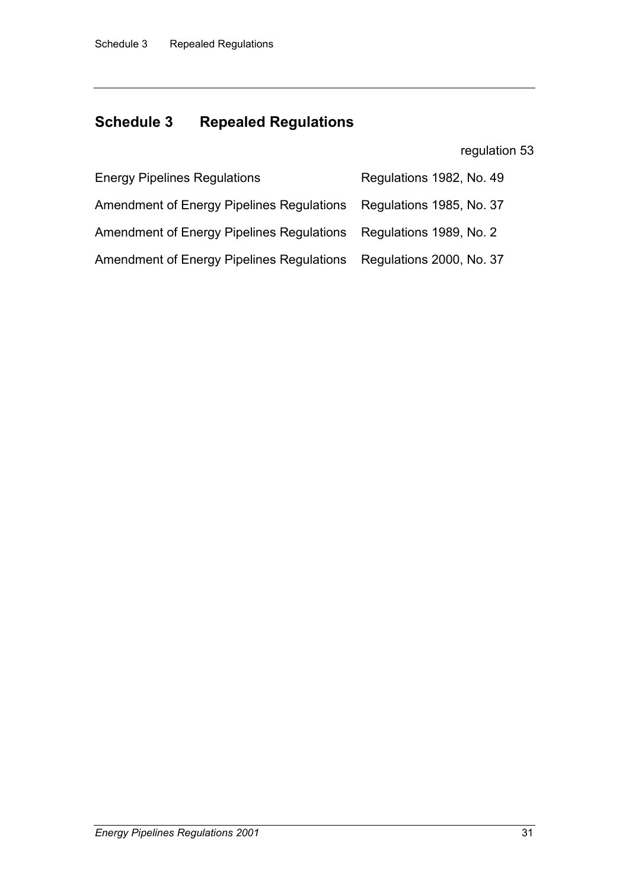## Schedule 3 Repealed Regulations

regulation 53

| | |
|---|---|
| Energy Pipelines Regulations | Regulations 1982, No. 49 |
| Amendment of Energy Pipelines Regulations | Regulations 1985, No. 37 |
| Amendment of Energy Pipelines Regulations | Regulations 1989, No. 2 |
| Amendment of Energy Pipelines Regulations | Regulations 2000, No. 37 |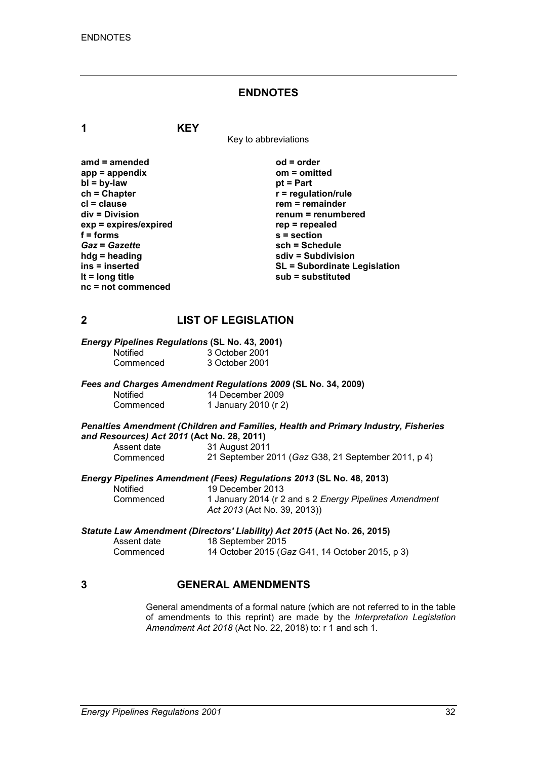# ENDNOTES

## 1 KEY

Key to abbreviations

| | |
|---|---|
| **amd = amended** | **od = order** |
| **app = appendix** | **om = omitted** |
| **bl = by-law** | **pt = Part** |
| **ch = Chapter** | **r = regulation/rule** |
| **cl = clause** | **rem = remainder** |
| **div = Division** | **renum = renumbered** |
| **exp = expires/expired** | **rep = repealed** |
| **f = forms** | **s = section** |
| ***Gaz* = *Gazette*** | **sch = Schedule** |
| **hdg = heading** | **sdiv = Subdivision** |
| **ins = inserted** | **SL = Subordinate Legislation** |
| **lt = long title** | **sub = substituted** |
| **nc = not commenced** | |

## 2 LIST OF LEGISLATION

***Energy Pipelines Regulations* (SL No. 43, 2001)**

| | |
|---|---|
| Notified | 3 October 2001 |
| Commenced | 3 October 2001 |

***Fees and Charges Amendment Regulations 2009* (SL No. 34, 2009)**

| | |
|---|---|
| Notified | 14 December 2009 |
| Commenced | 1 January 2010 (r 2) |

***Penalties Amendment (Children and Families, Health and Primary Industry, Fisheries and Resources) Act 2011* (Act No. 28, 2011)**

| | |
|---|---|
| Assent date | 31 August 2011 |
| Commenced | 21 September 2011 (*Gaz* G38, 21 September 2011, p 4) |

***Energy Pipelines Amendment (Fees) Regulations 2013* (SL No. 48, 2013)**

| | |
|---|---|
| Notified | 19 December 2013 |
| Commenced | 1 January 2014 (r 2 and s 2 *Energy Pipelines Amendment Act 2013* (Act No. 39, 2013)) |

***Statute Law Amendment (Directors' Liability) Act 2015* (Act No. 26, 2015)**

| | |
|---|---|
| Assent date | 18 September 2015 |
| Commenced | 14 October 2015 (*Gaz* G41, 14 October 2015, p 3) |

## 3 GENERAL AMENDMENTS

General amendments of a formal nature (which are not referred to in the table of amendments to this reprint) are made by the *Interpretation Legislation Amendment Act 2018* (Act No. 22, 2018) to: r 1 and sch 1.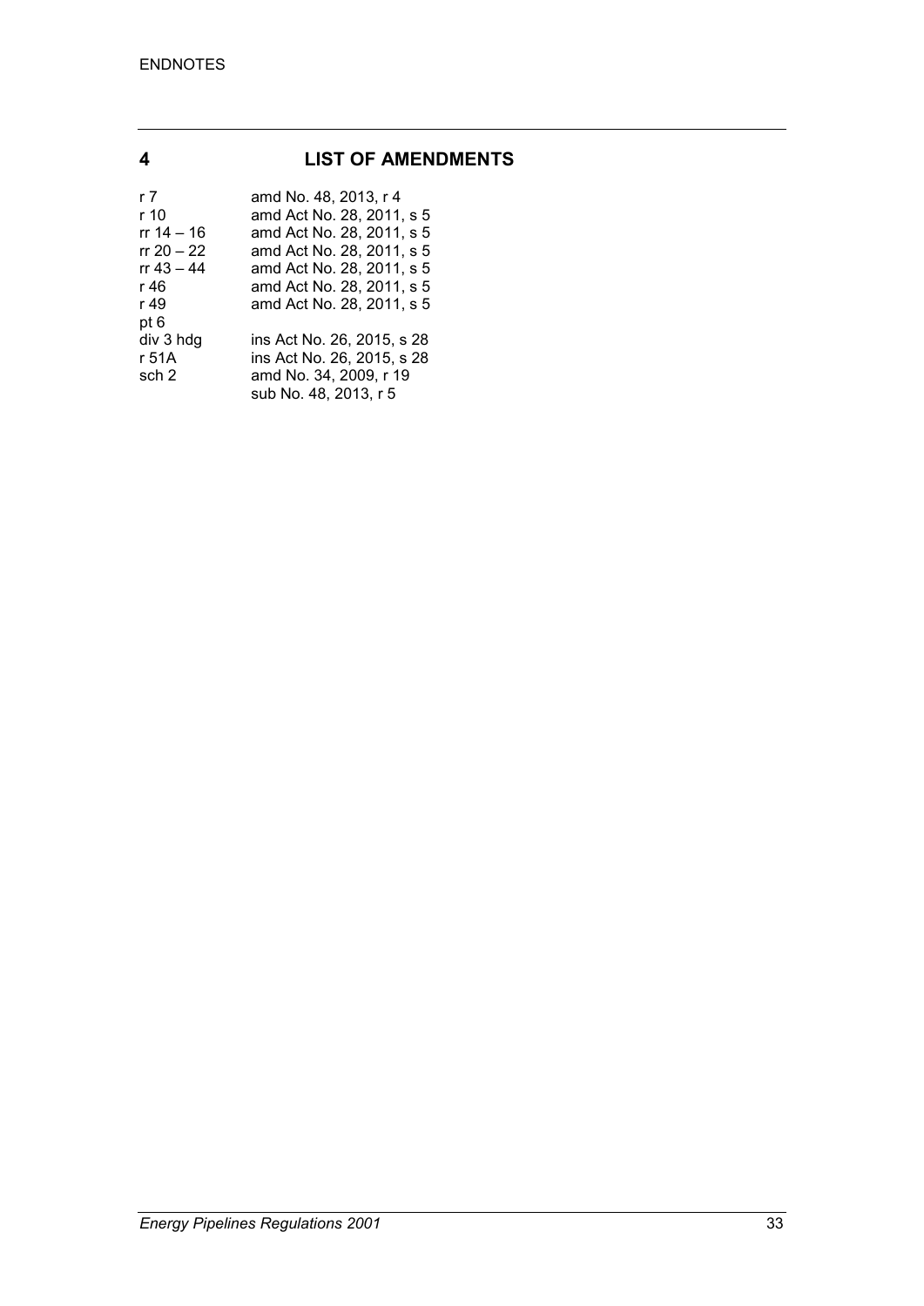## 4 LIST OF AMENDMENTS

| | |
|---|---|
| r 7 | amd No. 48, 2013, r 4 |
| r 10 | amd Act No. 28, 2011, s 5 |
| rr 14 – 16 | amd Act No. 28, 2011, s 5 |
| rr 20 – 22 | amd Act No. 28, 2011, s 5 |
| rr 43 – 44 | amd Act No. 28, 2011, s 5 |
| r 46 | amd Act No. 28, 2011, s 5 |
| r 49 | amd Act No. 28, 2011, s 5 |
| pt 6 | |
| div 3 hdg | ins Act No. 26, 2015, s 28 |
| r 51A | ins Act No. 26, 2015, s 28 |
| sch 2 | amd No. 34, 2009, r 19 |
| | sub No. 48, 2013, r 5 |